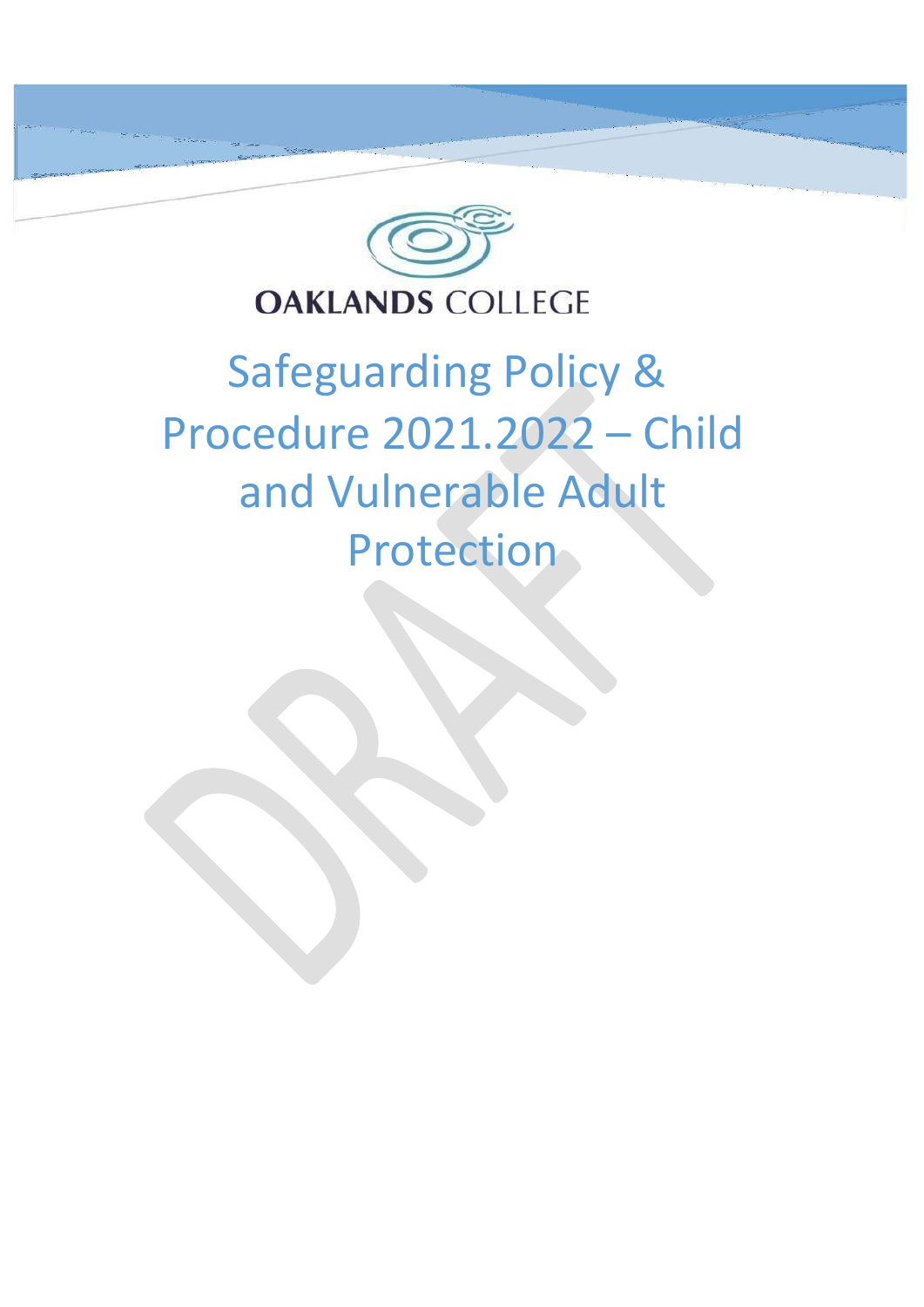OAKLANDS COLLEGE

# Safeguarding Policy & Procedure 2021.2022 – Child and Vulnerable Adult Protection

DRAFT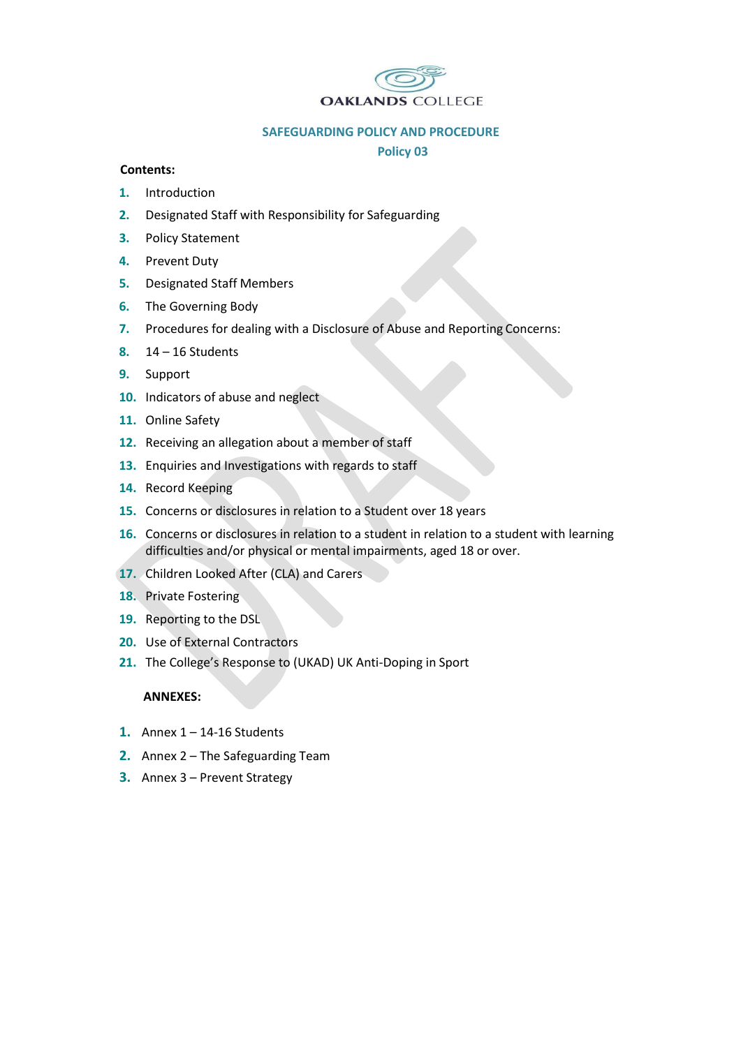OAKLANDS COLLEGE

# SAFEGUARDING POLICY AND PROCEDURE

## Policy 03

**Contents:**

1. Introduction
2. Designated Staff with Responsibility for Safeguarding
3. Policy Statement
4. Prevent Duty
5. Designated Staff Members
6. The Governing Body
7. Procedures for dealing with a Disclosure of Abuse and Reporting Concerns:
8. 14 – 16 Students
9. Support
10. Indicators of abuse and neglect
11. Online Safety
12. Receiving an allegation about a member of staff
13. Enquiries and Investigations with regards to staff
14. Record Keeping
15. Concerns or disclosures in relation to a Student over 18 years
16. Concerns or disclosures in relation to a student in relation to a student with learning difficulties and/or physical or mental impairments, aged 18 or over.
17. Children Looked After (CLA) and Carers
18. Private Fostering
19. Reporting to the DSL
20. Use of External Contractors
21. The College's Response to (UKAD) UK Anti-Doping in Sport

**ANNEXES:**

1. Annex 1 – 14-16 Students
2. Annex 2 – The Safeguarding Team
3. Annex 3 – Prevent Strategy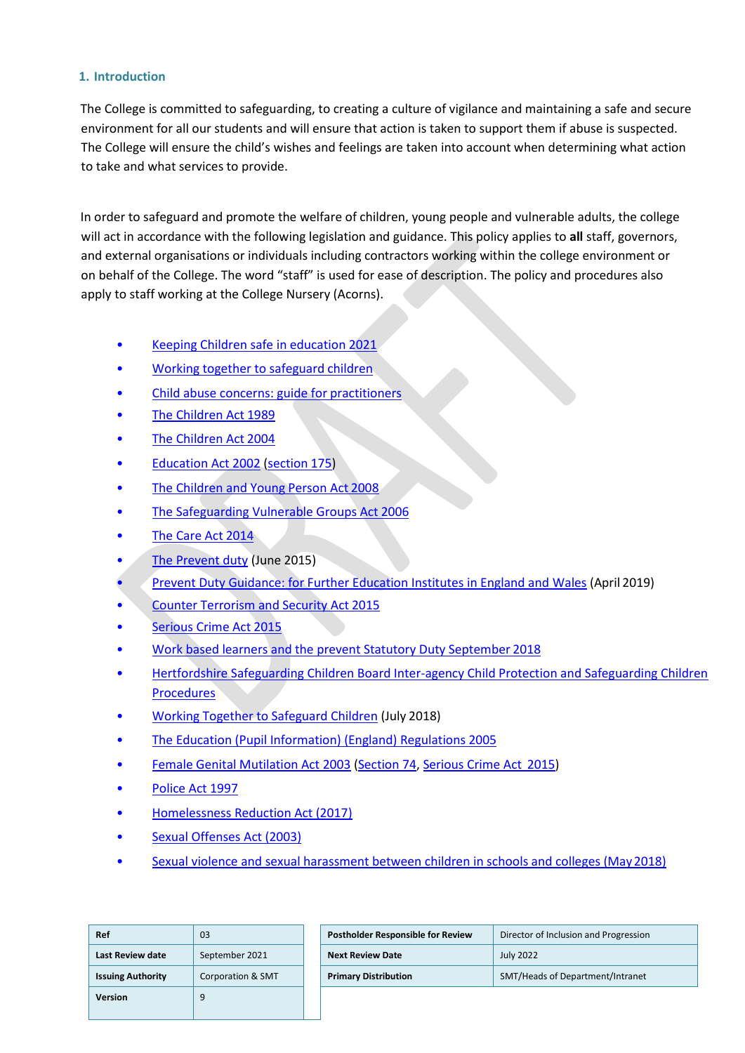## 1. Introduction

The College is committed to safeguarding, to creating a culture of vigilance and maintaining a safe and secure environment for all our students and will ensure that action is taken to support them if abuse is suspected. The College will ensure the child's wishes and feelings are taken into account when determining what action to take and what services to provide.

In order to safeguard and promote the welfare of children, young people and vulnerable adults, the college will act in accordance with the following legislation and guidance. This policy applies to **all** staff, governors, and external organisations or individuals including contractors working within the college environment or on behalf of the College. The word "staff" is used for ease of description. The policy and procedures also apply to staff working at the College Nursery (Acorns).

- Keeping Children safe in education 2021
- Working together to safeguard children
- Child abuse concerns: guide for practitioners
- The Children Act 1989
- The Children Act 2004
- Education Act 2002 (section 175)
- The Children and Young Person Act 2008
- The Safeguarding Vulnerable Groups Act 2006
- The Care Act 2014
- The Prevent duty (June 2015)
- Prevent Duty Guidance: for Further Education Institutes in England and Wales (April 2019)
- Counter Terrorism and Security Act 2015
- Serious Crime Act 2015
- Work based learners and the prevent Statutory Duty September 2018
- Hertfordshire Safeguarding Children Board Inter-agency Child Protection and Safeguarding Children Procedures
- Working Together to Safeguard Children (July 2018)
- The Education (Pupil Information) (England) Regulations 2005
- Female Genital Mutilation Act 2003 (Section 74, Serious Crime Act 2015)
- Police Act 1997
- Homelessness Reduction Act (2017)
- Sexual Offenses Act (2003)
- Sexual violence and sexual harassment between children in schools and colleges (May 2018)

| Ref | 03 |
|---|---|
| Last Review date | September 2021 |
| Issuing Authority | Corporation & SMT |
| Version | 9 |

| Postholder Responsible for Review | Director of Inclusion and Progression |
|---|---|
| Next Review Date | July 2022 |
| Primary Distribution | SMT/Heads of Department/Intranet |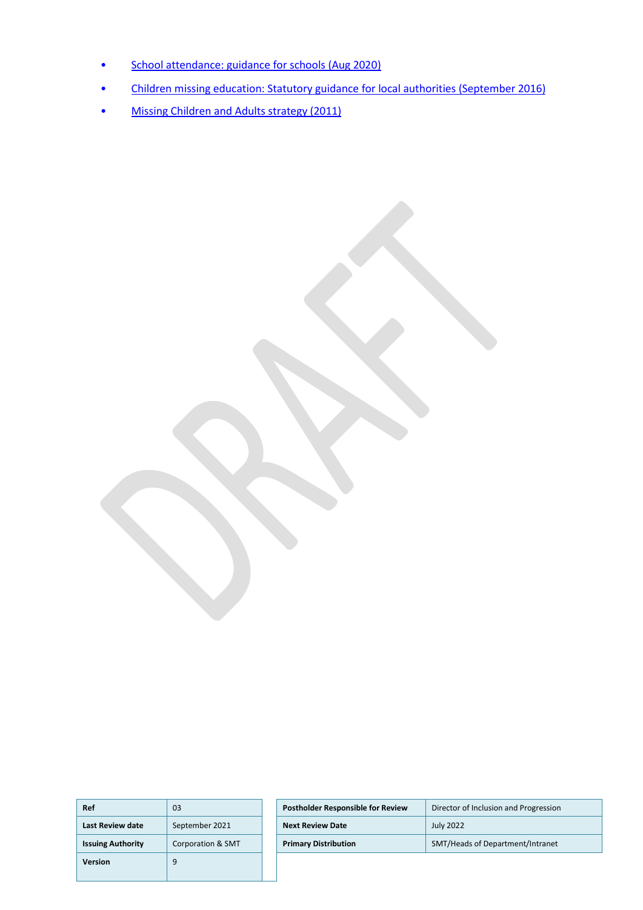- [School attendance: guidance for schools (Aug 2020)]()
- [Children missing education: Statutory guidance for local authorities (September 2016)]()
- [Missing Children and Adults strategy (2011)]()

| Ref | 03 | Postholder Responsible for Review | Director of Inclusion and Progression |
| --- | --- | --- | --- |
| Last Review date | September 2021 | Next Review Date | July 2022 |
| Issuing Authority | Corporation & SMT | Primary Distribution | SMT/Heads of Department/Intranet |
| Version | 9 | | |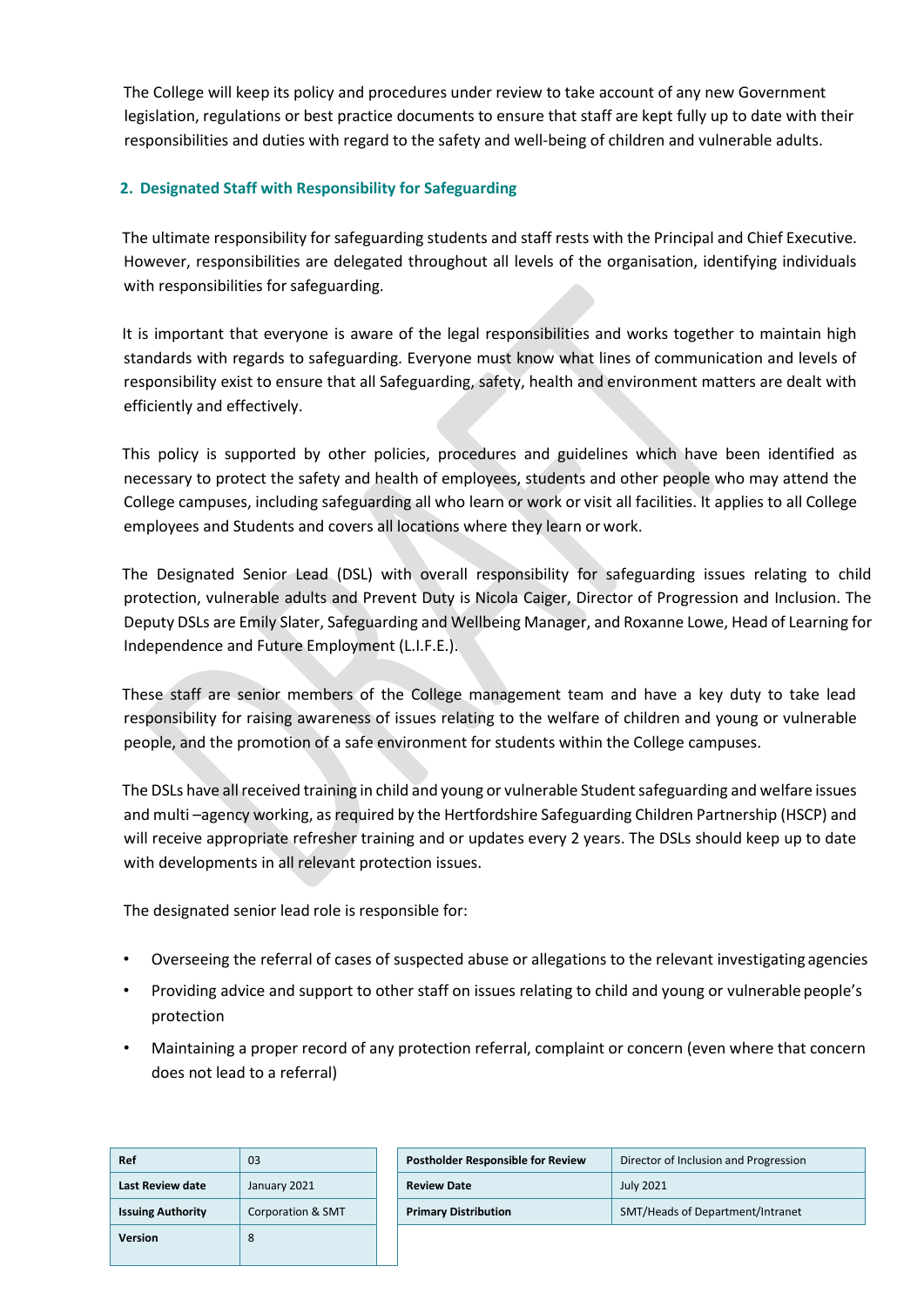The College will keep its policy and procedures under review to take account of any new Government legislation, regulations or best practice documents to ensure that staff are kept fully up to date with their responsibilities and duties with regard to the safety and well-being of children and vulnerable adults.

## 2. Designated Staff with Responsibility for Safeguarding

The ultimate responsibility for safeguarding students and staff rests with the Principal and Chief Executive. However, responsibilities are delegated throughout all levels of the organisation, identifying individuals with responsibilities for safeguarding.

It is important that everyone is aware of the legal responsibilities and works together to maintain high standards with regards to safeguarding. Everyone must know what lines of communication and levels of responsibility exist to ensure that all Safeguarding, safety, health and environment matters are dealt with efficiently and effectively.

This policy is supported by other policies, procedures and guidelines which have been identified as necessary to protect the safety and health of employees, students and other people who may attend the College campuses, including safeguarding all who learn or work or visit all facilities. It applies to all College employees and Students and covers all locations where they learn or work.

The Designated Senior Lead (DSL) with overall responsibility for safeguarding issues relating to child protection, vulnerable adults and Prevent Duty is Nicola Caiger, Director of Progression and Inclusion. The Deputy DSLs are Emily Slater, Safeguarding and Wellbeing Manager, and Roxanne Lowe, Head of Learning for Independence and Future Employment (L.I.F.E.).

These staff are senior members of the College management team and have a key duty to take lead responsibility for raising awareness of issues relating to the welfare of children and young or vulnerable people, and the promotion of a safe environment for students within the College campuses.

The DSLs have all received training in child and young or vulnerable Student safeguarding and welfare issues and multi –agency working, as required by the Hertfordshire Safeguarding Children Partnership (HSCP) and will receive appropriate refresher training and or updates every 2 years. The DSLs should keep up to date with developments in all relevant protection issues.

The designated senior lead role is responsible for:

- Overseeing the referral of cases of suspected abuse or allegations to the relevant investigating agencies
- Providing advice and support to other staff on issues relating to child and young or vulnerable people's protection
- Maintaining a proper record of any protection referral, complaint or concern (even where that concern does not lead to a referral)

| Ref | 03 |
|---|---|
| Last Review date | January 2021 |
| Issuing Authority | Corporation & SMT |
| Version | 8 |

| Postholder Responsible for Review | Director of Inclusion and Progression |
|---|---|
| Review Date | July 2021 |
| Primary Distribution | SMT/Heads of Department/Intranet |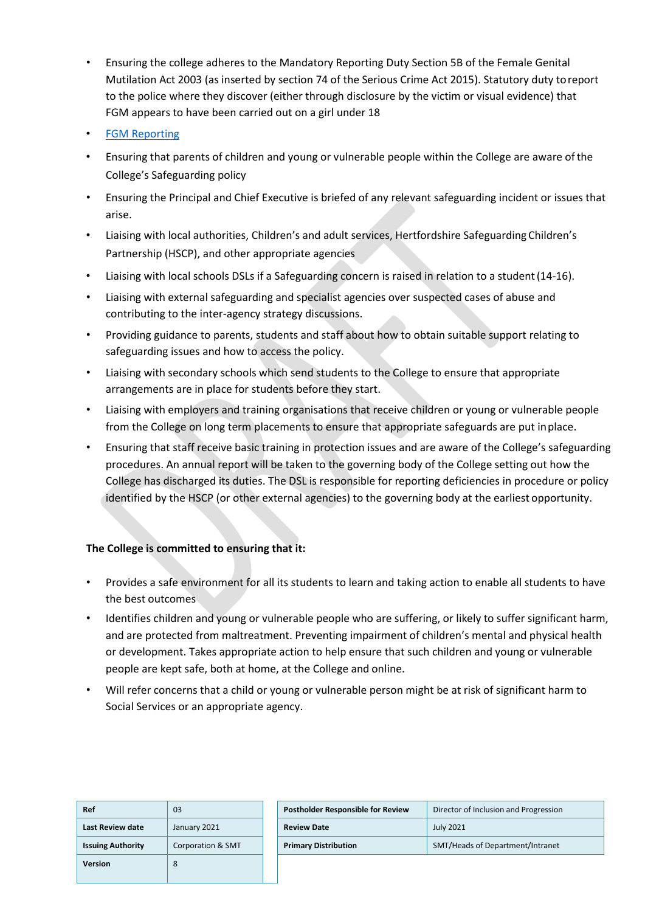- Ensuring the college adheres to the Mandatory Reporting Duty Section 5B of the Female Genital Mutilation Act 2003 (as inserted by section 74 of the Serious Crime Act 2015). Statutory duty to report to the police where they discover (either through disclosure by the victim or visual evidence) that FGM appears to have been carried out on a girl under 18
- FGM Reporting
- Ensuring that parents of children and young or vulnerable people within the College are aware of the College's Safeguarding policy
- Ensuring the Principal and Chief Executive is briefed of any relevant safeguarding incident or issues that arise.
- Liaising with local authorities, Children's and adult services, Hertfordshire Safeguarding Children's Partnership (HSCP), and other appropriate agencies
- Liaising with local schools DSLs if a Safeguarding concern is raised in relation to a student (14-16).
- Liaising with external safeguarding and specialist agencies over suspected cases of abuse and contributing to the inter-agency strategy discussions.
- Providing guidance to parents, students and staff about how to obtain suitable support relating to safeguarding issues and how to access the policy.
- Liaising with secondary schools which send students to the College to ensure that appropriate arrangements are in place for students before they start.
- Liaising with employers and training organisations that receive children or young or vulnerable people from the College on long term placements to ensure that appropriate safeguards are put in place.
- Ensuring that staff receive basic training in protection issues and are aware of the College's safeguarding procedures. An annual report will be taken to the governing body of the College setting out how the College has discharged its duties. The DSL is responsible for reporting deficiencies in procedure or policy identified by the HSCP (or other external agencies) to the governing body at the earliest opportunity.

**The College is committed to ensuring that it:**

- Provides a safe environment for all its students to learn and taking action to enable all students to have the best outcomes
- Identifies children and young or vulnerable people who are suffering, or likely to suffer significant harm, and are protected from maltreatment. Preventing impairment of children's mental and physical health or development. Takes appropriate action to help ensure that such children and young or vulnerable people are kept safe, both at home, at the College and online.
- Will refer concerns that a child or young or vulnerable person might be at risk of significant harm to Social Services or an appropriate agency.

| Ref | 03 |
|---|---|
| Last Review date | January 2021 |
| Issuing Authority | Corporation & SMT |
| Version | 8 |

| Postholder Responsible for Review | Director of Inclusion and Progression |
|---|---|
| Review Date | July 2021 |
| Primary Distribution | SMT/Heads of Department/Intranet |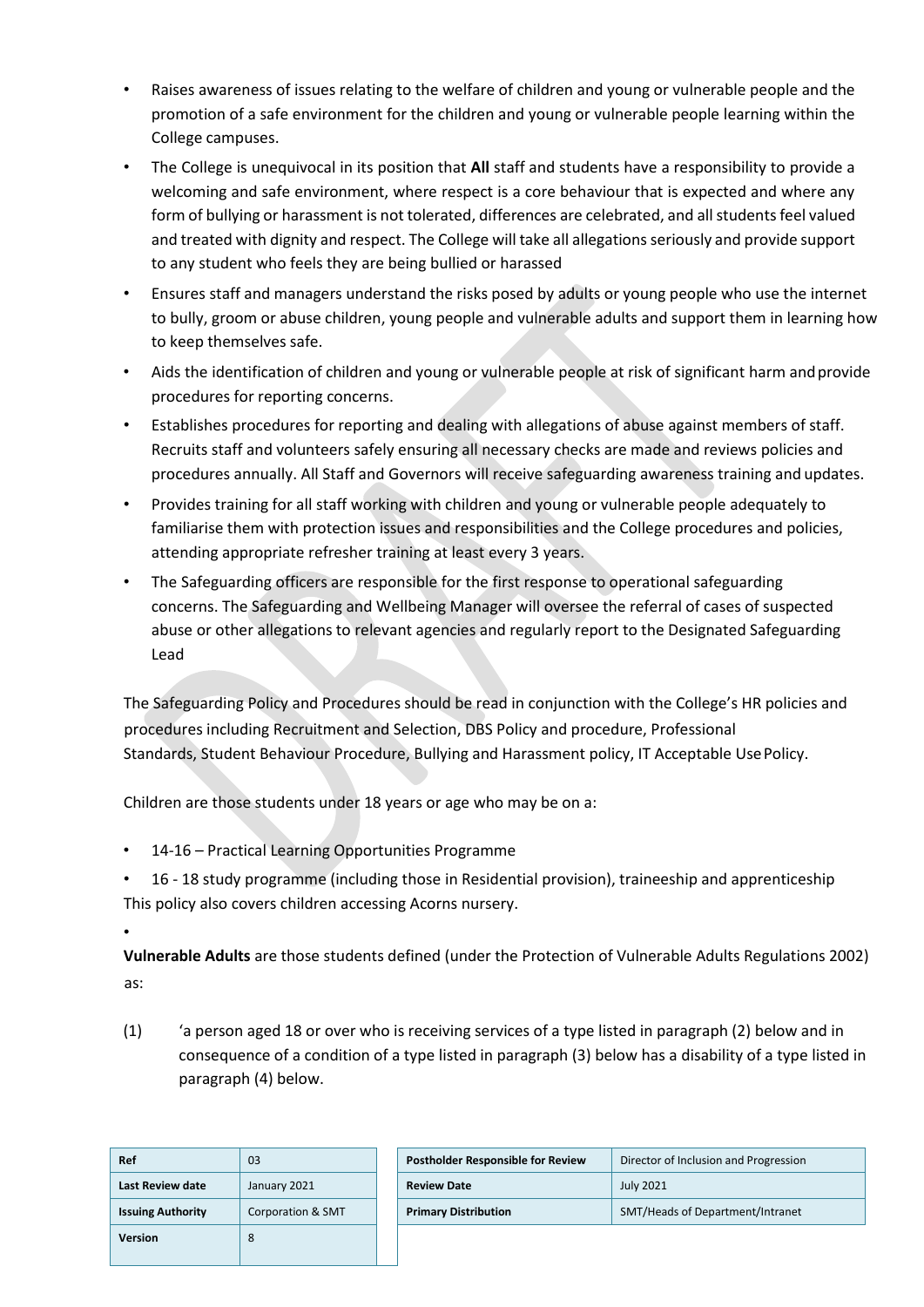- Raises awareness of issues relating to the welfare of children and young or vulnerable people and the promotion of a safe environment for the children and young or vulnerable people learning within the College campuses.
- The College is unequivocal in its position that **All** staff and students have a responsibility to provide a welcoming and safe environment, where respect is a core behaviour that is expected and where any form of bullying or harassment is not tolerated, differences are celebrated, and all students feel valued and treated with dignity and respect. The College will take all allegations seriously and provide support to any student who feels they are being bullied or harassed
- Ensures staff and managers understand the risks posed by adults or young people who use the internet to bully, groom or abuse children, young people and vulnerable adults and support them in learning how to keep themselves safe.
- Aids the identification of children and young or vulnerable people at risk of significant harm and provide procedures for reporting concerns.
- Establishes procedures for reporting and dealing with allegations of abuse against members of staff. Recruits staff and volunteers safely ensuring all necessary checks are made and reviews policies and procedures annually. All Staff and Governors will receive safeguarding awareness training and updates.
- Provides training for all staff working with children and young or vulnerable people adequately to familiarise them with protection issues and responsibilities and the College procedures and policies, attending appropriate refresher training at least every 3 years.
- The Safeguarding officers are responsible for the first response to operational safeguarding concerns. The Safeguarding and Wellbeing Manager will oversee the referral of cases of suspected abuse or other allegations to relevant agencies and regularly report to the Designated Safeguarding Lead

The Safeguarding Policy and Procedures should be read in conjunction with the College's HR policies and procedures including Recruitment and Selection, DBS Policy and procedure, Professional Standards, Student Behaviour Procedure, Bullying and Harassment policy, IT Acceptable Use Policy.

Children are those students under 18 years or age who may be on a:

- 14-16 – Practical Learning Opportunities Programme
- 16 - 18 study programme (including those in Residential provision), traineeship and apprenticeship

This policy also covers children accessing Acorns nursery.

**Vulnerable Adults** are those students defined (under the Protection of Vulnerable Adults Regulations 2002) as:

(1) 'a person aged 18 or over who is receiving services of a type listed in paragraph (2) below and in consequence of a condition of a type listed in paragraph (3) below has a disability of a type listed in paragraph (4) below.

| Ref | 03 |
|---|---|
| Last Review date | January 2021 |
| Issuing Authority | Corporation & SMT |
| Version | 8 |

| Postholder Responsible for Review | Director of Inclusion and Progression |
|---|---|
| Review Date | July 2021 |
| Primary Distribution | SMT/Heads of Department/Intranet |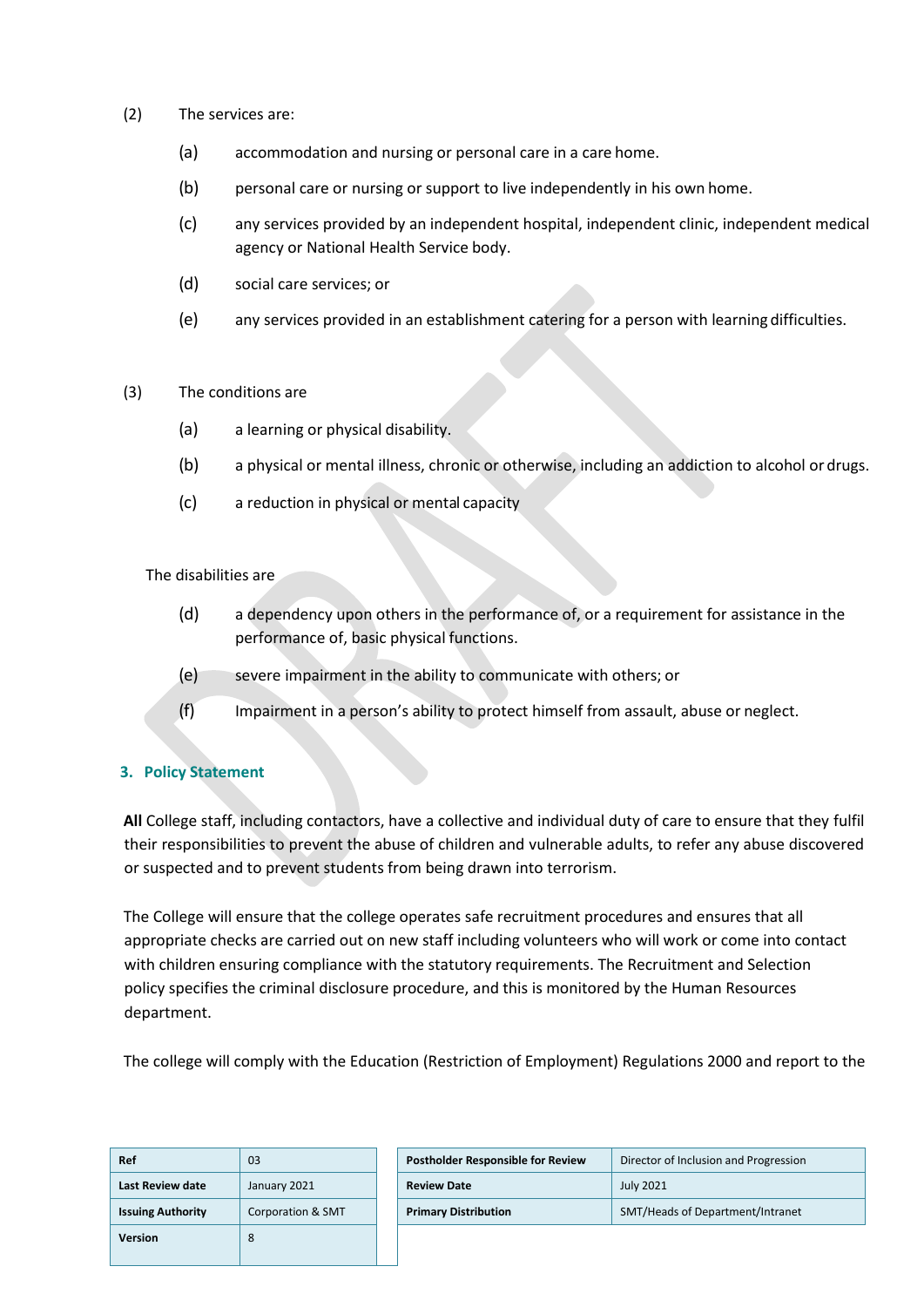(2) The services are:

(a) accommodation and nursing or personal care in a care home.

(b) personal care or nursing or support to live independently in his own home.

(c) any services provided by an independent hospital, independent clinic, independent medical agency or National Health Service body.

(d) social care services; or

(e) any services provided in an establishment catering for a person with learning difficulties.

(3) The conditions are

(a) a learning or physical disability.

(b) a physical or mental illness, chronic or otherwise, including an addiction to alcohol or drugs.

(c) a reduction in physical or mental capacity

The disabilities are

(d) a dependency upon others in the performance of, or a requirement for assistance in the performance of, basic physical functions.

(e) severe impairment in the ability to communicate with others; or

(f) Impairment in a person's ability to protect himself from assault, abuse or neglect.

## 3. Policy Statement

**All** College staff, including contactors, have a collective and individual duty of care to ensure that they fulfil their responsibilities to prevent the abuse of children and vulnerable adults, to refer any abuse discovered or suspected and to prevent students from being drawn into terrorism.

The College will ensure that the college operates safe recruitment procedures and ensures that all appropriate checks are carried out on new staff including volunteers who will work or come into contact with children ensuring compliance with the statutory requirements. The Recruitment and Selection policy specifies the criminal disclosure procedure, and this is monitored by the Human Resources department.

The college will comply with the Education (Restriction of Employment) Regulations 2000 and report to the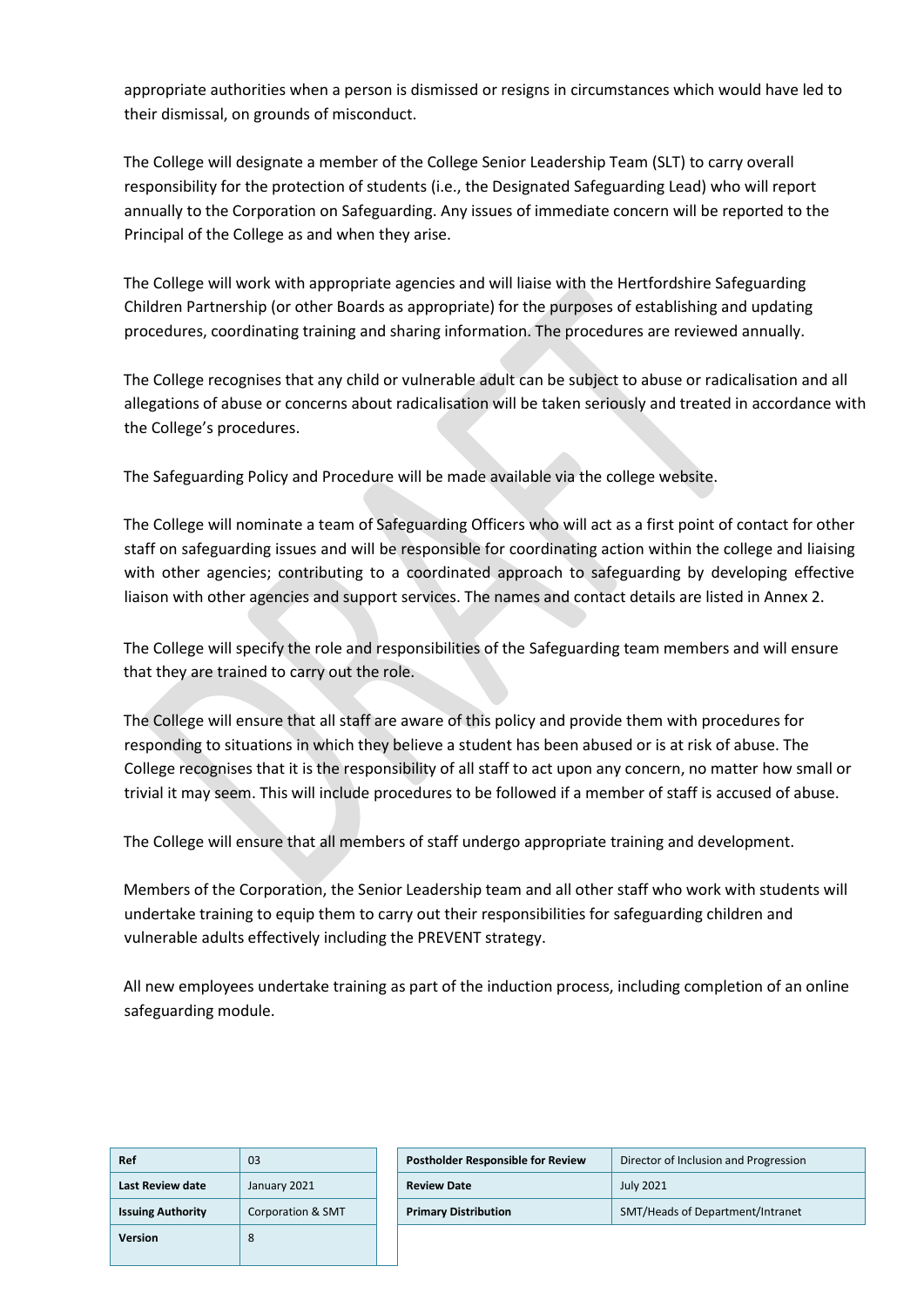appropriate authorities when a person is dismissed or resigns in circumstances which would have led to their dismissal, on grounds of misconduct.

The College will designate a member of the College Senior Leadership Team (SLT) to carry overall responsibility for the protection of students (i.e., the Designated Safeguarding Lead) who will report annually to the Corporation on Safeguarding. Any issues of immediate concern will be reported to the Principal of the College as and when they arise.

The College will work with appropriate agencies and will liaise with the Hertfordshire Safeguarding Children Partnership (or other Boards as appropriate) for the purposes of establishing and updating procedures, coordinating training and sharing information. The procedures are reviewed annually.

The College recognises that any child or vulnerable adult can be subject to abuse or radicalisation and all allegations of abuse or concerns about radicalisation will be taken seriously and treated in accordance with the College's procedures.

The Safeguarding Policy and Procedure will be made available via the college website.

The College will nominate a team of Safeguarding Officers who will act as a first point of contact for other staff on safeguarding issues and will be responsible for coordinating action within the college and liaising with other agencies; contributing to a coordinated approach to safeguarding by developing effective liaison with other agencies and support services. The names and contact details are listed in Annex 2.

The College will specify the role and responsibilities of the Safeguarding team members and will ensure that they are trained to carry out the role.

The College will ensure that all staff are aware of this policy and provide them with procedures for responding to situations in which they believe a student has been abused or is at risk of abuse. The College recognises that it is the responsibility of all staff to act upon any concern, no matter how small or trivial it may seem. This will include procedures to be followed if a member of staff is accused of abuse.

The College will ensure that all members of staff undergo appropriate training and development.

Members of the Corporation, the Senior Leadership team and all other staff who work with students will undertake training to equip them to carry out their responsibilities for safeguarding children and vulnerable adults effectively including the PREVENT strategy.

All new employees undertake training as part of the induction process, including completion of an online safeguarding module.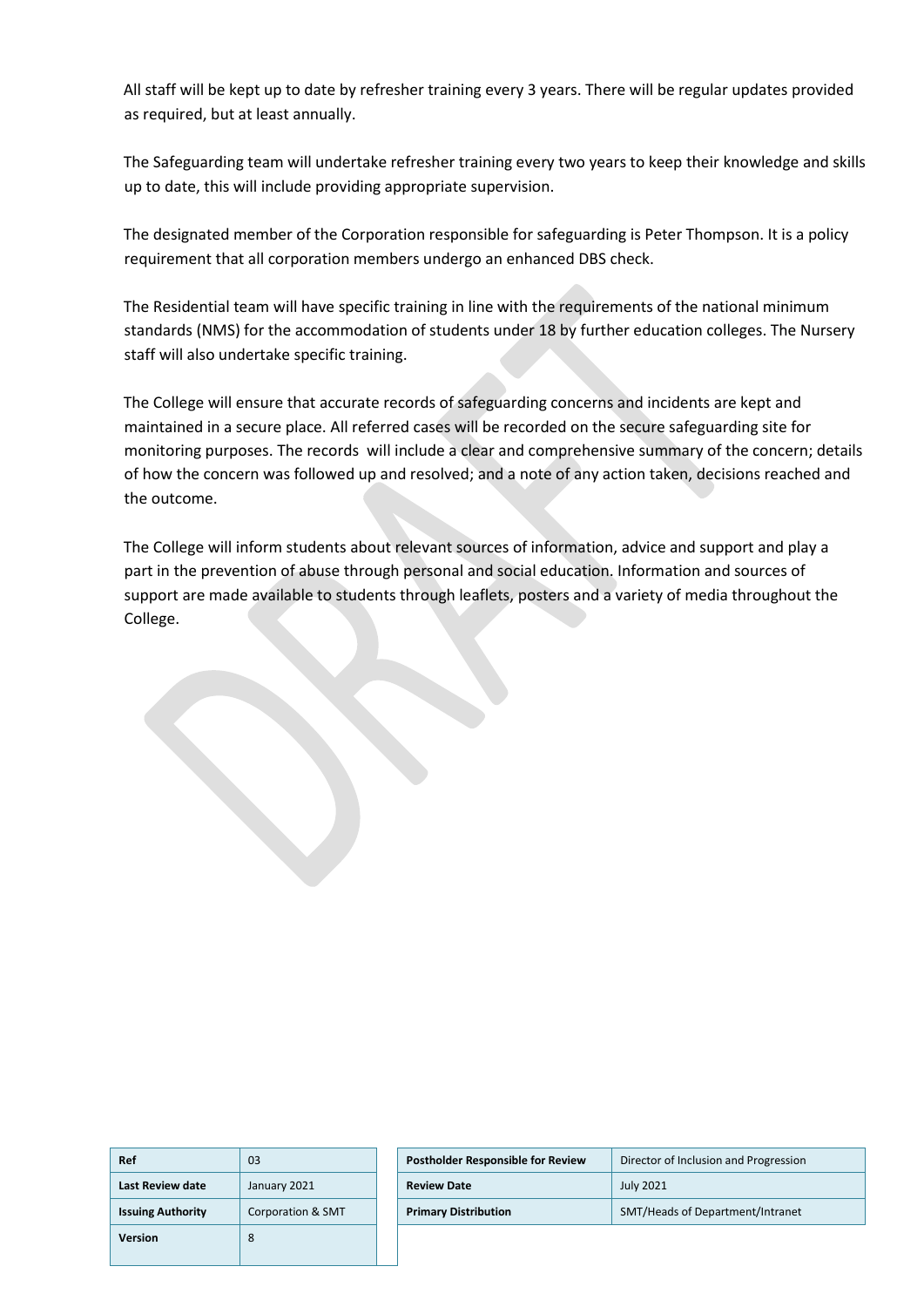All staff will be kept up to date by refresher training every 3 years. There will be regular updates provided as required, but at least annually.

The Safeguarding team will undertake refresher training every two years to keep their knowledge and skills up to date, this will include providing appropriate supervision.

The designated member of the Corporation responsible for safeguarding is Peter Thompson. It is a policy requirement that all corporation members undergo an enhanced DBS check.

The Residential team will have specific training in line with the requirements of the national minimum standards (NMS) for the accommodation of students under 18 by further education colleges. The Nursery staff will also undertake specific training.

The College will ensure that accurate records of safeguarding concerns and incidents are kept and maintained in a secure place. All referred cases will be recorded on the secure safeguarding site for monitoring purposes. The records will include a clear and comprehensive summary of the concern; details of how the concern was followed up and resolved; and a note of any action taken, decisions reached and the outcome.

The College will inform students about relevant sources of information, advice and support and play a part in the prevention of abuse through personal and social education. Information and sources of support are made available to students through leaflets, posters and a variety of media throughout the College.

| Ref | 03 |
|---|---|
| Last Review date | January 2021 |
| Issuing Authority | Corporation & SMT |
| Version | 8 |

| Postholder Responsible for Review | Director of Inclusion and Progression |
|---|---|
| Review Date | July 2021 |
| Primary Distribution | SMT/Heads of Department/Intranet |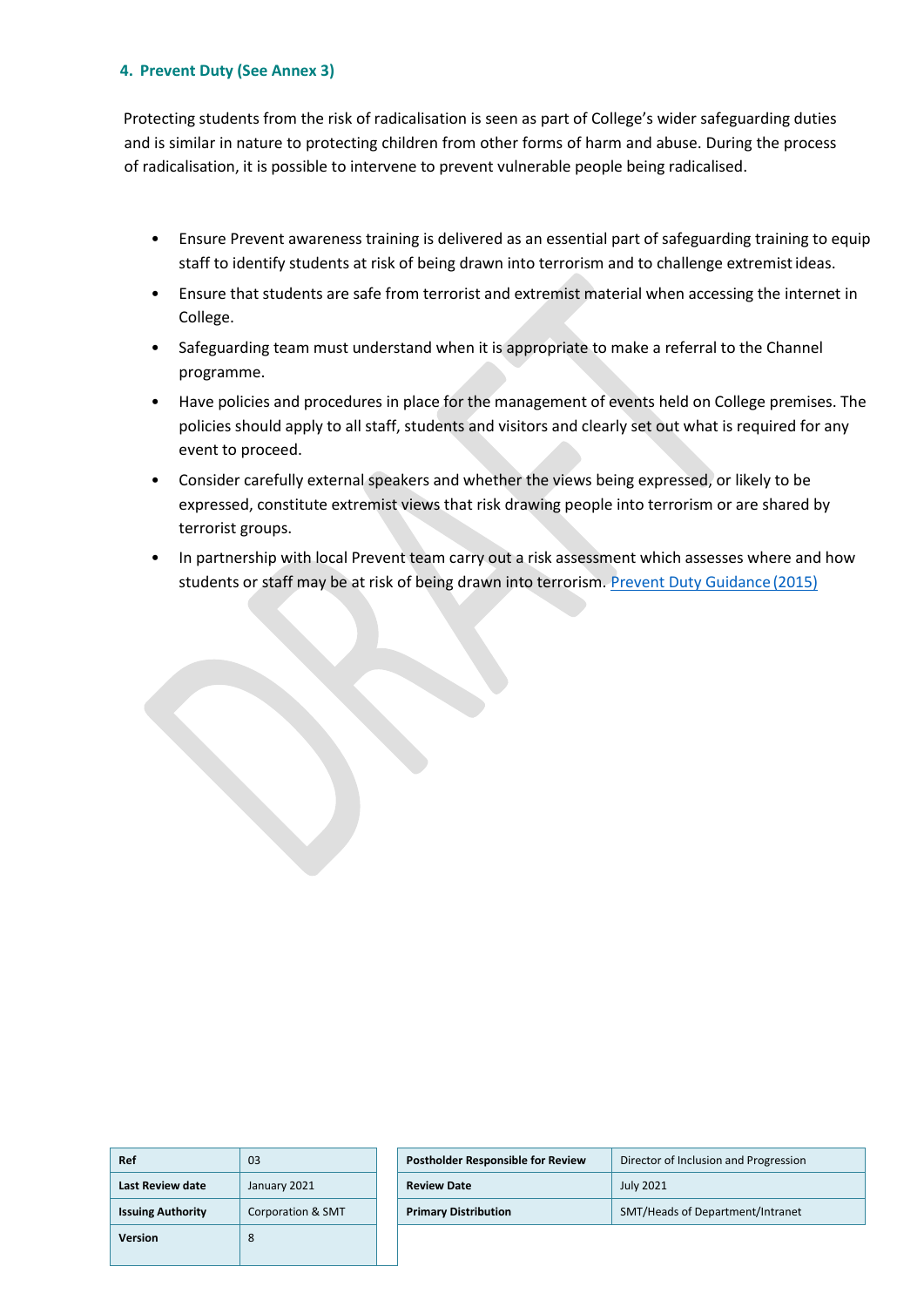#### 4. Prevent Duty (See Annex 3)

Protecting students from the risk of radicalisation is seen as part of College's wider safeguarding duties and is similar in nature to protecting children from other forms of harm and abuse. During the process of radicalisation, it is possible to intervene to prevent vulnerable people being radicalised.

- Ensure Prevent awareness training is delivered as an essential part of safeguarding training to equip staff to identify students at risk of being drawn into terrorism and to challenge extremist ideas.
- Ensure that students are safe from terrorist and extremist material when accessing the internet in College.
- Safeguarding team must understand when it is appropriate to make a referral to the Channel programme.
- Have policies and procedures in place for the management of events held on College premises. The policies should apply to all staff, students and visitors and clearly set out what is required for any event to proceed.
- Consider carefully external speakers and whether the views being expressed, or likely to be expressed, constitute extremist views that risk drawing people into terrorism or are shared by terrorist groups.
- In partnership with local Prevent team carry out a risk assessment which assesses where and how students or staff may be at risk of being drawn into terrorism. [Prevent Duty Guidance (2015)]

| Ref | 03 |
|---|---|
| Last Review date | January 2021 |
| Issuing Authority | Corporation & SMT |
| Version | 8 |

| Postholder Responsible for Review | Director of Inclusion and Progression |
|---|---|
| Review Date | July 2021 |
| Primary Distribution | SMT/Heads of Department/Intranet |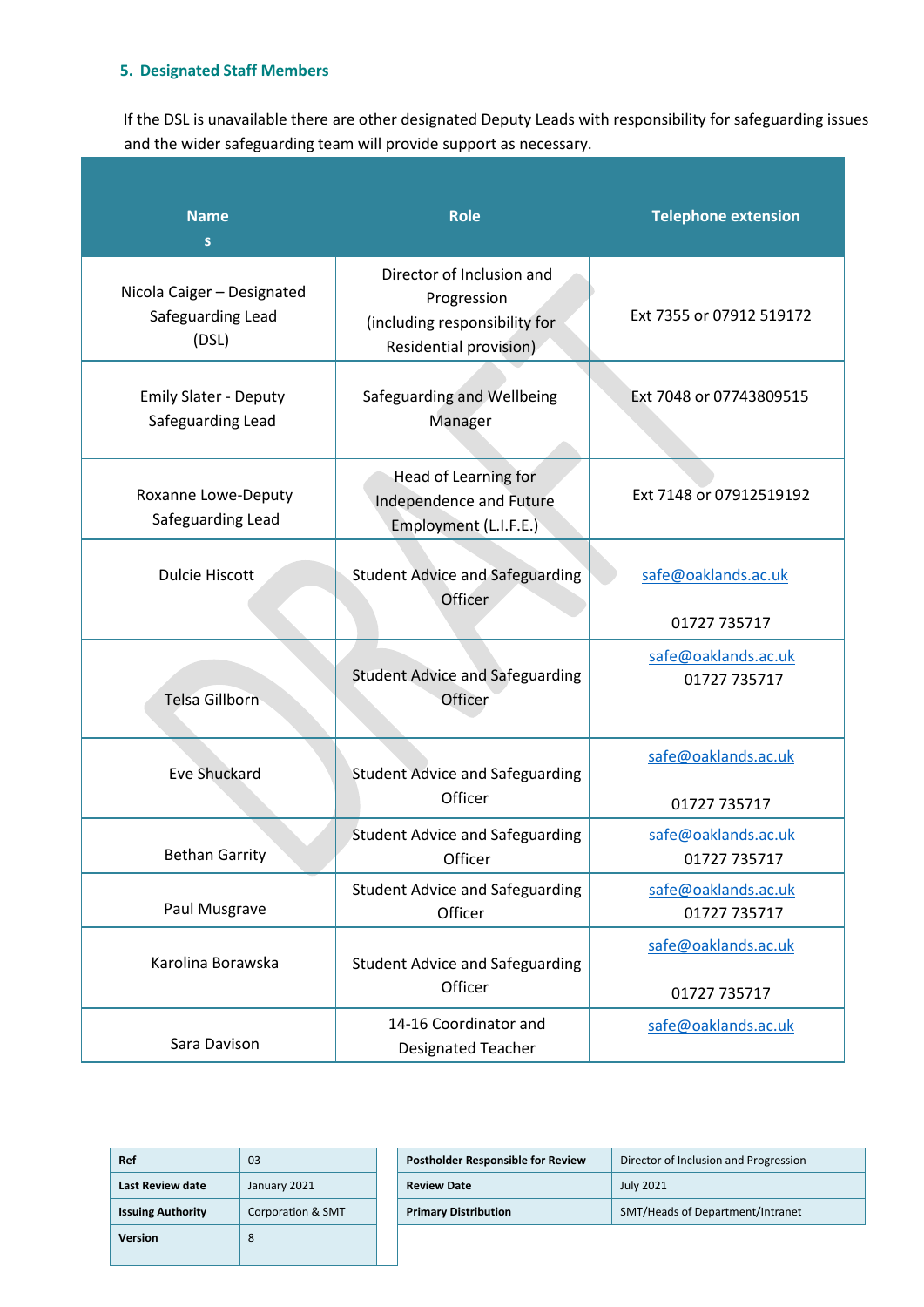### 5. Designated Staff Members

If the DSL is unavailable there are other designated Deputy Leads with responsibility for safeguarding issues and the wider safeguarding team will provide support as necessary.

| Names | Role | Telephone extension |
|---|---|---|
| Nicola Caiger – Designated Safeguarding Lead (DSL) | Director of Inclusion and Progression (including responsibility for Residential provision) | Ext 7355 or 07912 519172 |
| Emily Slater - Deputy Safeguarding Lead | Safeguarding and Wellbeing Manager | Ext 7048 or 07743809515 |
| Roxanne Lowe-Deputy Safeguarding Lead | Head of Learning for Independence and Future Employment (L.I.F.E.) | Ext 7148 or 07912519192 |
| Dulcie Hiscott | Student Advice and Safeguarding Officer | safe@oaklands.ac.uk 01727 735717 |
| Telsa Gillborn | Student Advice and Safeguarding Officer | safe@oaklands.ac.uk 01727 735717 |
| Eve Shuckard | Student Advice and Safeguarding Officer | safe@oaklands.ac.uk 01727 735717 |
| Bethan Garrity | Student Advice and Safeguarding Officer | safe@oaklands.ac.uk 01727 735717 |
| Paul Musgrave | Student Advice and Safeguarding Officer | safe@oaklands.ac.uk 01727 735717 |
| Karolina Borawska | Student Advice and Safeguarding Officer | safe@oaklands.ac.uk 01727 735717 |
| Sara Davison | 14-16 Coordinator and Designated Teacher | safe@oaklands.ac.uk |

| Ref | 03 |
|---|---|
| Last Review date | January 2021 |
| Issuing Authority | Corporation & SMT |
| Version | 8 |

| Postholder Responsible for Review | Director of Inclusion and Progression |
|---|---|
| Review Date | July 2021 |
| Primary Distribution | SMT/Heads of Department/Intranet |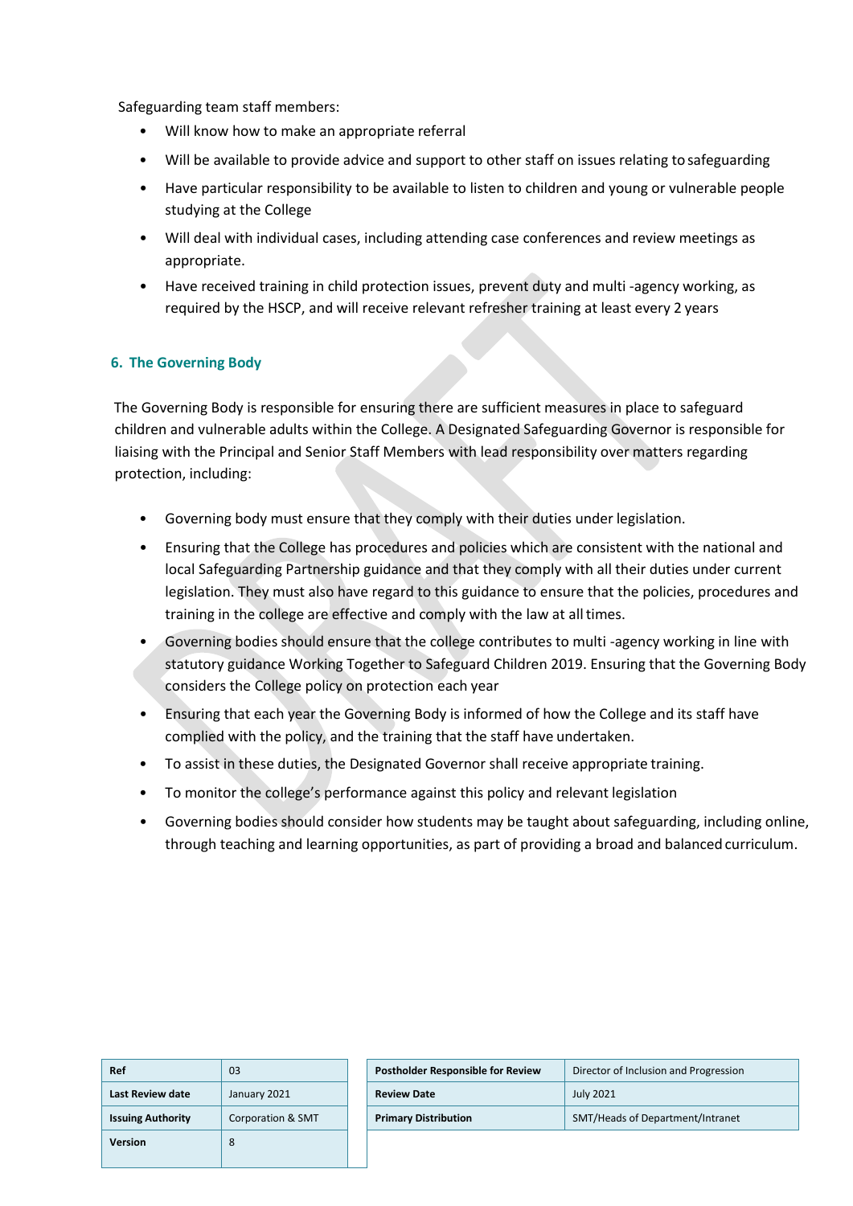Safeguarding team staff members:

- Will know how to make an appropriate referral
- Will be available to provide advice and support to other staff on issues relating to safeguarding
- Have particular responsibility to be available to listen to children and young or vulnerable people studying at the College
- Will deal with individual cases, including attending case conferences and review meetings as appropriate.
- Have received training in child protection issues, prevent duty and multi -agency working, as required by the HSCP, and will receive relevant refresher training at least every 2 years

## 6. The Governing Body

The Governing Body is responsible for ensuring there are sufficient measures in place to safeguard children and vulnerable adults within the College. A Designated Safeguarding Governor is responsible for liaising with the Principal and Senior Staff Members with lead responsibility over matters regarding protection, including:

- Governing body must ensure that they comply with their duties under legislation.
- Ensuring that the College has procedures and policies which are consistent with the national and local Safeguarding Partnership guidance and that they comply with all their duties under current legislation. They must also have regard to this guidance to ensure that the policies, procedures and training in the college are effective and comply with the law at all times.
- Governing bodies should ensure that the college contributes to multi -agency working in line with statutory guidance Working Together to Safeguard Children 2019. Ensuring that the Governing Body considers the College policy on protection each year
- Ensuring that each year the Governing Body is informed of how the College and its staff have complied with the policy, and the training that the staff have undertaken.
- To assist in these duties, the Designated Governor shall receive appropriate training.
- To monitor the college's performance against this policy and relevant legislation
- Governing bodies should consider how students may be taught about safeguarding, including online, through teaching and learning opportunities, as part of providing a broad and balanced curriculum.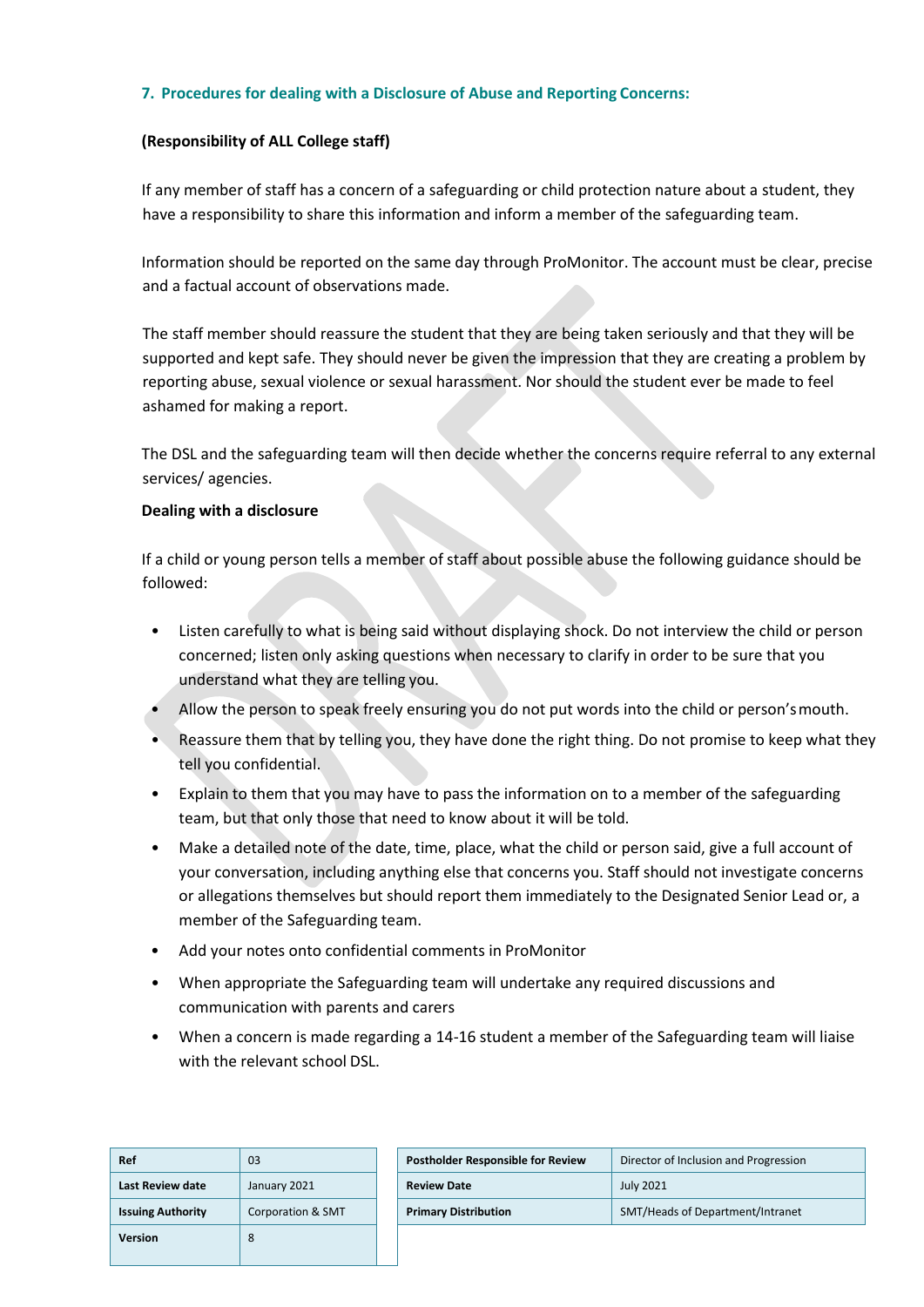## 7. Procedures for dealing with a Disclosure of Abuse and Reporting Concerns:

**(Responsibility of ALL College staff)**

If any member of staff has a concern of a safeguarding or child protection nature about a student, they have a responsibility to share this information and inform a member of the safeguarding team.

Information should be reported on the same day through ProMonitor. The account must be clear, precise and a factual account of observations made.

The staff member should reassure the student that they are being taken seriously and that they will be supported and kept safe. They should never be given the impression that they are creating a problem by reporting abuse, sexual violence or sexual harassment. Nor should the student ever be made to feel ashamed for making a report.

The DSL and the safeguarding team will then decide whether the concerns require referral to any external services/ agencies.

**Dealing with a disclosure**

If a child or young person tells a member of staff about possible abuse the following guidance should be followed:

- Listen carefully to what is being said without displaying shock. Do not interview the child or person concerned; listen only asking questions when necessary to clarify in order to be sure that you understand what they are telling you.
- Allow the person to speak freely ensuring you do not put words into the child or person's mouth.
- Reassure them that by telling you, they have done the right thing. Do not promise to keep what they tell you confidential.
- Explain to them that you may have to pass the information on to a member of the safeguarding team, but that only those that need to know about it will be told.
- Make a detailed note of the date, time, place, what the child or person said, give a full account of your conversation, including anything else that concerns you. Staff should not investigate concerns or allegations themselves but should report them immediately to the Designated Senior Lead or, a member of the Safeguarding team.
- Add your notes onto confidential comments in ProMonitor
- When appropriate the Safeguarding team will undertake any required discussions and communication with parents and carers
- When a concern is made regarding a 14-16 student a member of the Safeguarding team will liaise with the relevant school DSL.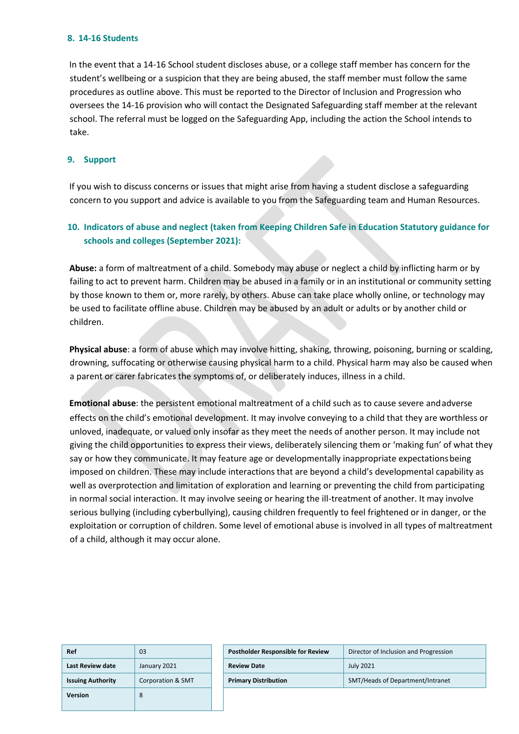### 8. 14-16 Students

In the event that a 14-16 School student discloses abuse, or a college staff member has concern for the student's wellbeing or a suspicion that they are being abused, the staff member must follow the same procedures as outline above. This must be reported to the Director of Inclusion and Progression who oversees the 14-16 provision who will contact the Designated Safeguarding staff member at the relevant school. The referral must be logged on the Safeguarding App, including the action the School intends to take.

### 9. Support

If you wish to discuss concerns or issues that might arise from having a student disclose a safeguarding concern to you support and advice is available to you from the Safeguarding team and Human Resources.

### 10. Indicators of abuse and neglect (taken from Keeping Children Safe in Education Statutory guidance for schools and colleges (September 2021):

**Abuse:** a form of maltreatment of a child. Somebody may abuse or neglect a child by inflicting harm or by failing to act to prevent harm. Children may be abused in a family or in an institutional or community setting by those known to them or, more rarely, by others. Abuse can take place wholly online, or technology may be used to facilitate offline abuse. Children may be abused by an adult or adults or by another child or children.

**Physical abuse**: a form of abuse which may involve hitting, shaking, throwing, poisoning, burning or scalding, drowning, suffocating or otherwise causing physical harm to a child. Physical harm may also be caused when a parent or carer fabricates the symptoms of, or deliberately induces, illness in a child.

**Emotional abuse**: the persistent emotional maltreatment of a child such as to cause severe and adverse effects on the child's emotional development. It may involve conveying to a child that they are worthless or unloved, inadequate, or valued only insofar as they meet the needs of another person. It may include not giving the child opportunities to express their views, deliberately silencing them or 'making fun' of what they say or how they communicate. It may feature age or developmentally inappropriate expectations being imposed on children. These may include interactions that are beyond a child's developmental capability as well as overprotection and limitation of exploration and learning or preventing the child from participating in normal social interaction. It may involve seeing or hearing the ill-treatment of another. It may involve serious bullying (including cyberbullying), causing children frequently to feel frightened or in danger, or the exploitation or corruption of children. Some level of emotional abuse is involved in all types of maltreatment of a child, although it may occur alone.

| | |
|---|---|
| **Ref** | 03 |
| **Last Review date** | January 2021 |
| **Issuing Authority** | Corporation & SMT |
| **Version** | 8 |

| | |
|---|---|
| **Postholder Responsible for Review** | Director of Inclusion and Progression |
| **Review Date** | July 2021 |
| **Primary Distribution** | SMT/Heads of Department/Intranet |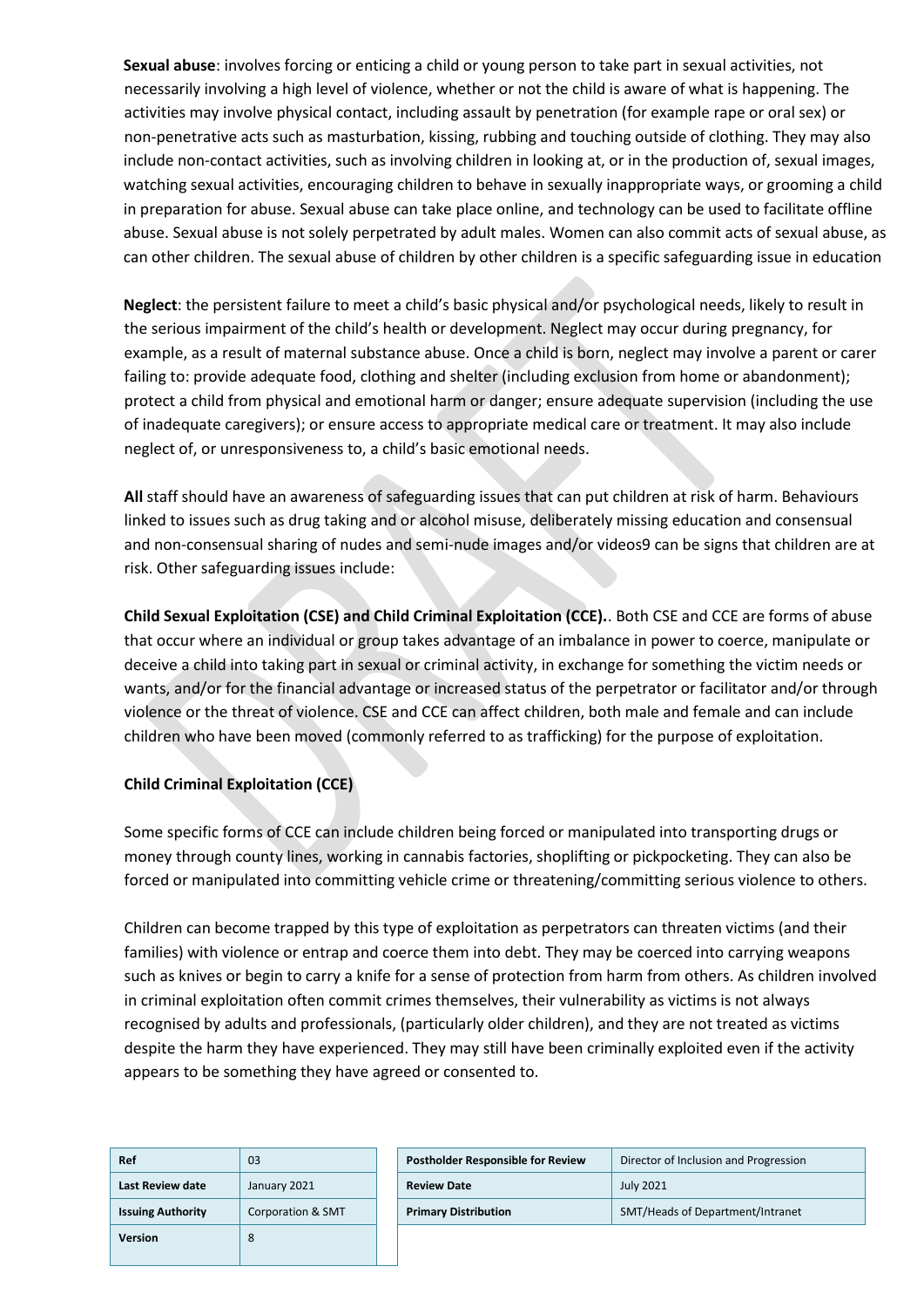**Sexual abuse**: involves forcing or enticing a child or young person to take part in sexual activities, not necessarily involving a high level of violence, whether or not the child is aware of what is happening. The activities may involve physical contact, including assault by penetration (for example rape or oral sex) or non-penetrative acts such as masturbation, kissing, rubbing and touching outside of clothing. They may also include non-contact activities, such as involving children in looking at, or in the production of, sexual images, watching sexual activities, encouraging children to behave in sexually inappropriate ways, or grooming a child in preparation for abuse. Sexual abuse can take place online, and technology can be used to facilitate offline abuse. Sexual abuse is not solely perpetrated by adult males. Women can also commit acts of sexual abuse, as can other children. The sexual abuse of children by other children is a specific safeguarding issue in education

**Neglect**: the persistent failure to meet a child's basic physical and/or psychological needs, likely to result in the serious impairment of the child's health or development. Neglect may occur during pregnancy, for example, as a result of maternal substance abuse. Once a child is born, neglect may involve a parent or carer failing to: provide adequate food, clothing and shelter (including exclusion from home or abandonment); protect a child from physical and emotional harm or danger; ensure adequate supervision (including the use of inadequate caregivers); or ensure access to appropriate medical care or treatment. It may also include neglect of, or unresponsiveness to, a child's basic emotional needs.

**All** staff should have an awareness of safeguarding issues that can put children at risk of harm. Behaviours linked to issues such as drug taking and or alcohol misuse, deliberately missing education and consensual and non-consensual sharing of nudes and semi-nude images and/or videos9 can be signs that children are at risk. Other safeguarding issues include:

**Child Sexual Exploitation (CSE) and Child Criminal Exploitation (CCE).**. Both CSE and CCE are forms of abuse that occur where an individual or group takes advantage of an imbalance in power to coerce, manipulate or deceive a child into taking part in sexual or criminal activity, in exchange for something the victim needs or wants, and/or for the financial advantage or increased status of the perpetrator or facilitator and/or through violence or the threat of violence. CSE and CCE can affect children, both male and female and can include children who have been moved (commonly referred to as trafficking) for the purpose of exploitation.

**Child Criminal Exploitation (CCE)**

Some specific forms of CCE can include children being forced or manipulated into transporting drugs or money through county lines, working in cannabis factories, shoplifting or pickpocketing. They can also be forced or manipulated into committing vehicle crime or threatening/committing serious violence to others.

Children can become trapped by this type of exploitation as perpetrators can threaten victims (and their families) with violence or entrap and coerce them into debt. They may be coerced into carrying weapons such as knives or begin to carry a knife for a sense of protection from harm from others. As children involved in criminal exploitation often commit crimes themselves, their vulnerability as victims is not always recognised by adults and professionals, (particularly older children), and they are not treated as victims despite the harm they have experienced. They may still have been criminally exploited even if the activity appears to be something they have agreed or consented to.

| Ref | 03 |
|---|---|
| Last Review date | January 2021 |
| Issuing Authority | Corporation & SMT |
| Version | 8 |

| Postholder Responsible for Review | Director of Inclusion and Progression |
|---|---|
| Review Date | July 2021 |
| Primary Distribution | SMT/Heads of Department/Intranet |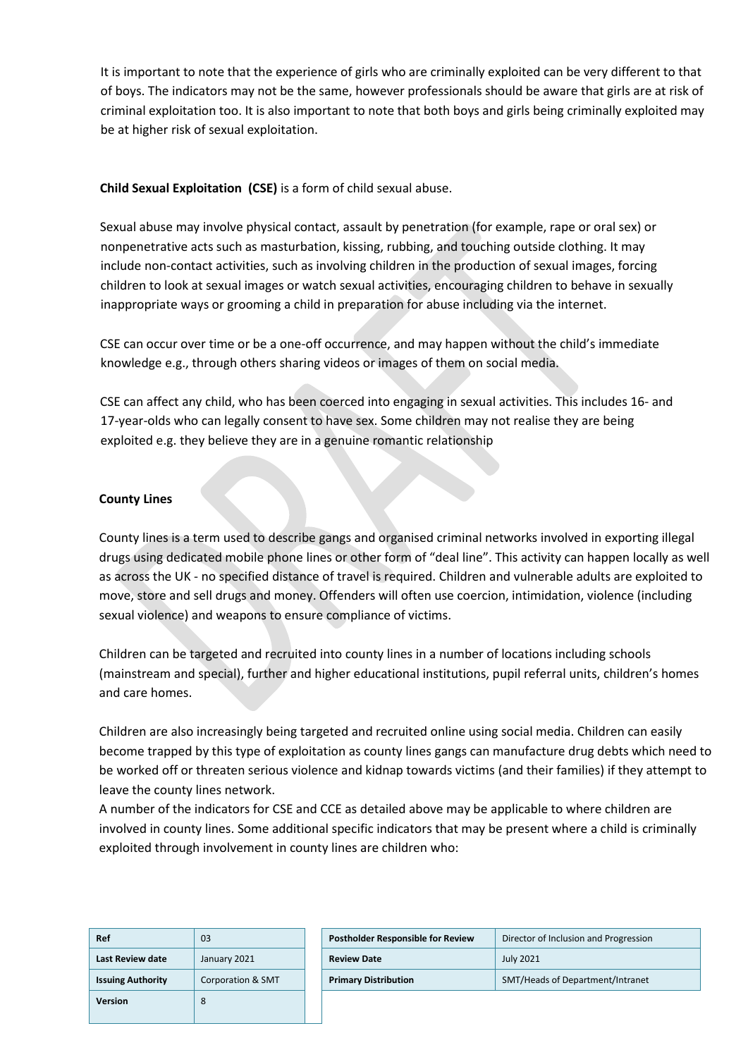It is important to note that the experience of girls who are criminally exploited can be very different to that of boys. The indicators may not be the same, however professionals should be aware that girls are at risk of criminal exploitation too. It is also important to note that both boys and girls being criminally exploited may be at higher risk of sexual exploitation.

**Child Sexual Exploitation (CSE)** is a form of child sexual abuse.

Sexual abuse may involve physical contact, assault by penetration (for example, rape or oral sex) or nonpenetrative acts such as masturbation, kissing, rubbing, and touching outside clothing. It may include non-contact activities, such as involving children in the production of sexual images, forcing children to look at sexual images or watch sexual activities, encouraging children to behave in sexually inappropriate ways or grooming a child in preparation for abuse including via the internet.

CSE can occur over time or be a one-off occurrence, and may happen without the child's immediate knowledge e.g., through others sharing videos or images of them on social media.

CSE can affect any child, who has been coerced into engaging in sexual activities. This includes 16- and 17-year-olds who can legally consent to have sex. Some children may not realise they are being exploited e.g. they believe they are in a genuine romantic relationship

**County Lines**

County lines is a term used to describe gangs and organised criminal networks involved in exporting illegal drugs using dedicated mobile phone lines or other form of "deal line". This activity can happen locally as well as across the UK - no specified distance of travel is required. Children and vulnerable adults are exploited to move, store and sell drugs and money. Offenders will often use coercion, intimidation, violence (including sexual violence) and weapons to ensure compliance of victims.

Children can be targeted and recruited into county lines in a number of locations including schools (mainstream and special), further and higher educational institutions, pupil referral units, children's homes and care homes.

Children are also increasingly being targeted and recruited online using social media. Children can easily become trapped by this type of exploitation as county lines gangs can manufacture drug debts which need to be worked off or threaten serious violence and kidnap towards victims (and their families) if they attempt to leave the county lines network.
A number of the indicators for CSE and CCE as detailed above may be applicable to where children are involved in county lines. Some additional specific indicators that may be present where a child is criminally exploited through involvement in county lines are children who: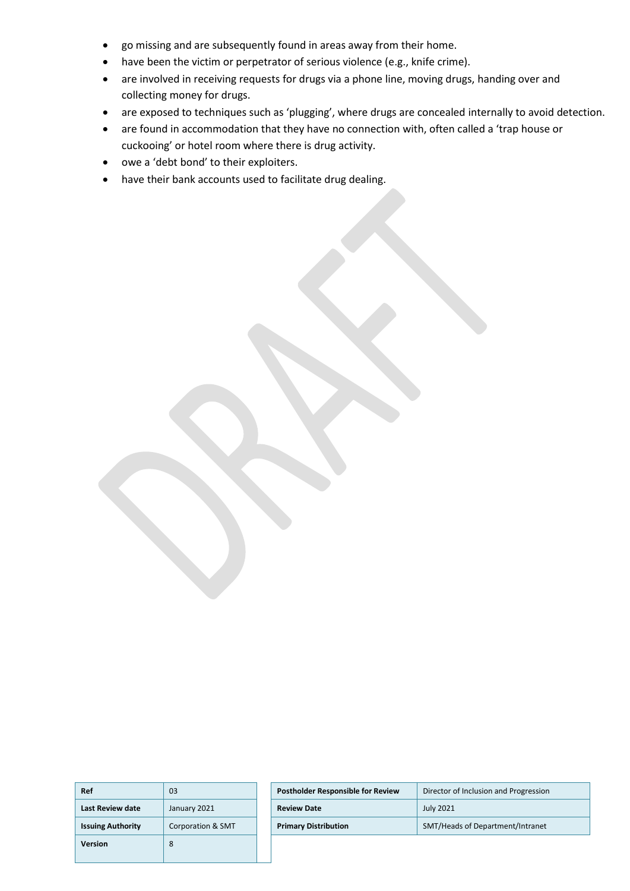- go missing and are subsequently found in areas away from their home.
- have been the victim or perpetrator of serious violence (e.g., knife crime).
- are involved in receiving requests for drugs via a phone line, moving drugs, handing over and collecting money for drugs.
- are exposed to techniques such as 'plugging', where drugs are concealed internally to avoid detection.
- are found in accommodation that they have no connection with, often called a 'trap house or cuckooing' or hotel room where there is drug activity.
- owe a 'debt bond' to their exploiters.
- have their bank accounts used to facilitate drug dealing.

| Ref | 03 |
|---|---|
| Last Review date | January 2021 |
| Issuing Authority | Corporation & SMT |
| Version | 8 |

| Postholder Responsible for Review | Director of Inclusion and Progression |
|---|---|
| Review Date | July 2021 |
| Primary Distribution | SMT/Heads of Department/Intranet |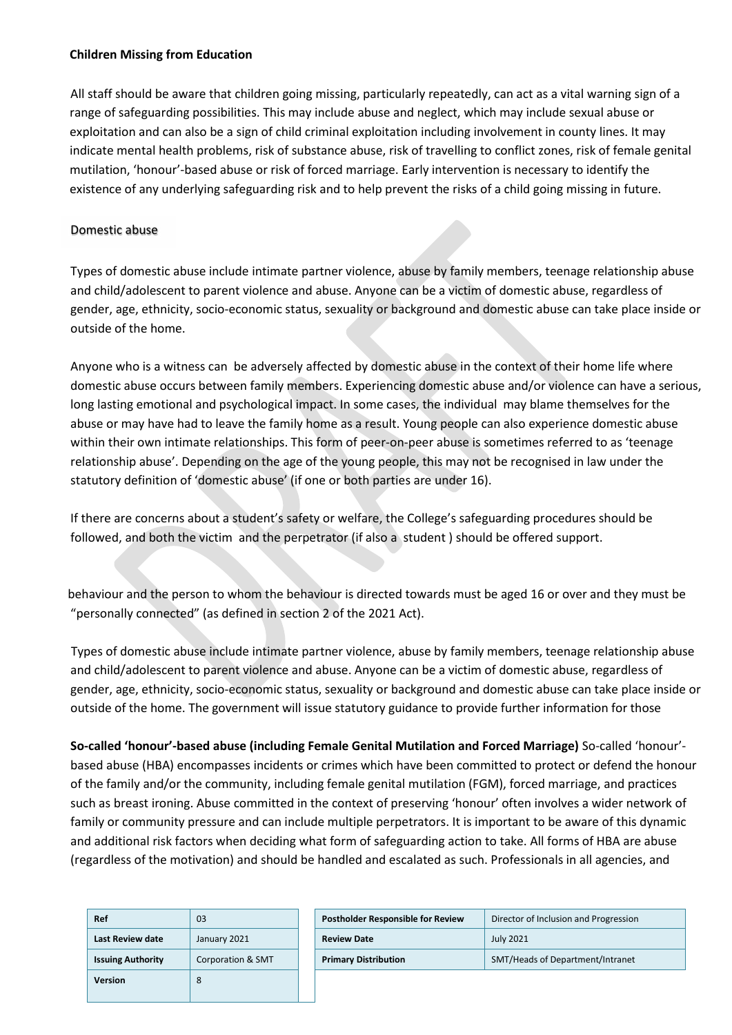**Children Missing from Education**

All staff should be aware that children going missing, particularly repeatedly, can act as a vital warning sign of a range of safeguarding possibilities. This may include abuse and neglect, which may include sexual abuse or exploitation and can also be a sign of child criminal exploitation including involvement in county lines. It may indicate mental health problems, risk of substance abuse, risk of travelling to conflict zones, risk of female genital mutilation, 'honour'-based abuse or risk of forced marriage. Early intervention is necessary to identify the existence of any underlying safeguarding risk and to help prevent the risks of a child going missing in future.

Domestic abuse

Types of domestic abuse include intimate partner violence, abuse by family members, teenage relationship abuse and child/adolescent to parent violence and abuse. Anyone can be a victim of domestic abuse, regardless of gender, age, ethnicity, socio-economic status, sexuality or background and domestic abuse can take place inside or outside of the home.

Anyone who is a witness can be adversely affected by domestic abuse in the context of their home life where domestic abuse occurs between family members. Experiencing domestic abuse and/or violence can have a serious, long lasting emotional and psychological impact. In some cases, the individual may blame themselves for the abuse or may have had to leave the family home as a result. Young people can also experience domestic abuse within their own intimate relationships. This form of peer-on-peer abuse is sometimes referred to as 'teenage relationship abuse'. Depending on the age of the young people, this may not be recognised in law under the statutory definition of 'domestic abuse' (if one or both parties are under 16).

If there are concerns about a student's safety or welfare, the College's safeguarding procedures should be followed, and both the victim and the perpetrator (if also a student ) should be offered support.

behaviour and the person to whom the behaviour is directed towards must be aged 16 or over and they must be "personally connected" (as defined in section 2 of the 2021 Act).

Types of domestic abuse include intimate partner violence, abuse by family members, teenage relationship abuse and child/adolescent to parent violence and abuse. Anyone can be a victim of domestic abuse, regardless of gender, age, ethnicity, socio-economic status, sexuality or background and domestic abuse can take place inside or outside of the home. The government will issue statutory guidance to provide further information for those

**So-called 'honour'-based abuse (including Female Genital Mutilation and Forced Marriage)** So-called 'honour'-based abuse (HBA) encompasses incidents or crimes which have been committed to protect or defend the honour of the family and/or the community, including female genital mutilation (FGM), forced marriage, and practices such as breast ironing. Abuse committed in the context of preserving 'honour' often involves a wider network of family or community pressure and can include multiple perpetrators. It is important to be aware of this dynamic and additional risk factors when deciding what form of safeguarding action to take. All forms of HBA are abuse (regardless of the motivation) and should be handled and escalated as such. Professionals in all agencies, and

| Ref | 03 |
| --- | --- |
| Last Review date | January 2021 |
| Issuing Authority | Corporation & SMT |
| Version | 8 |

| Postholder Responsible for Review | Director of Inclusion and Progression |
| --- | --- |
| Review Date | July 2021 |
| Primary Distribution | SMT/Heads of Department/Intranet |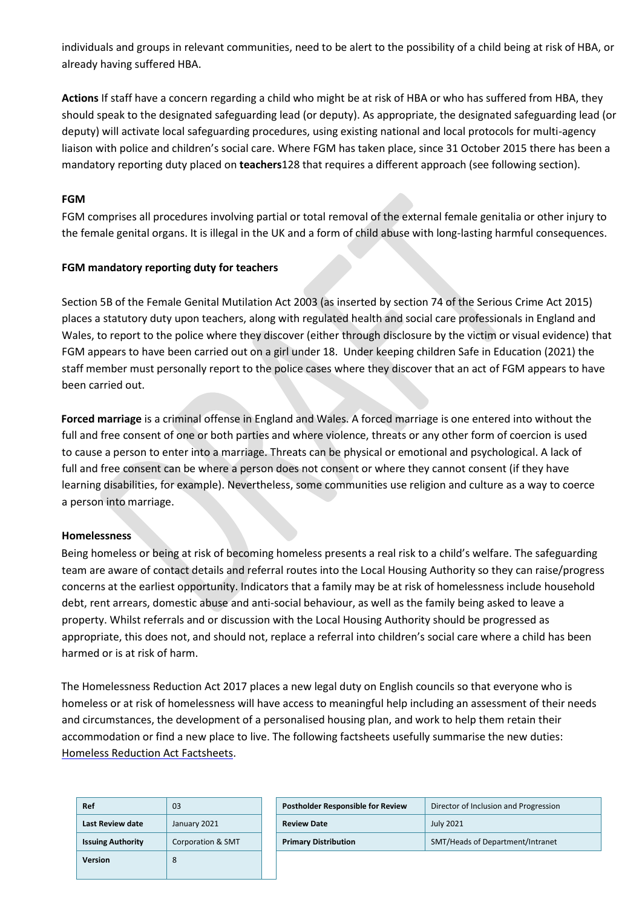individuals and groups in relevant communities, need to be alert to the possibility of a child being at risk of HBA, or already having suffered HBA.

**Actions** If staff have a concern regarding a child who might be at risk of HBA or who has suffered from HBA, they should speak to the designated safeguarding lead (or deputy). As appropriate, the designated safeguarding lead (or deputy) will activate local safeguarding procedures, using existing national and local protocols for multi-agency liaison with police and children's social care. Where FGM has taken place, since 31 October 2015 there has been a mandatory reporting duty placed on **teachers**128 that requires a different approach (see following section).

**FGM**

FGM comprises all procedures involving partial or total removal of the external female genitalia or other injury to the female genital organs. It is illegal in the UK and a form of child abuse with long-lasting harmful consequences.

**FGM mandatory reporting duty for teachers**

Section 5B of the Female Genital Mutilation Act 2003 (as inserted by section 74 of the Serious Crime Act 2015) places a statutory duty upon teachers, along with regulated health and social care professionals in England and Wales, to report to the police where they discover (either through disclosure by the victim or visual evidence) that FGM appears to have been carried out on a girl under 18. Under keeping children Safe in Education (2021) the staff member must personally report to the police cases where they discover that an act of FGM appears to have been carried out.

**Forced marriage** is a criminal offense in England and Wales. A forced marriage is one entered into without the full and free consent of one or both parties and where violence, threats or any other form of coercion is used to cause a person to enter into a marriage. Threats can be physical or emotional and psychological. A lack of full and free consent can be where a person does not consent or where they cannot consent (if they have learning disabilities, for example). Nevertheless, some communities use religion and culture as a way to coerce a person into marriage.

**Homelessness**

Being homeless or being at risk of becoming homeless presents a real risk to a child's welfare. The safeguarding team are aware of contact details and referral routes into the Local Housing Authority so they can raise/progress concerns at the earliest opportunity. Indicators that a family may be at risk of homelessness include household debt, rent arrears, domestic abuse and anti-social behaviour, as well as the family being asked to leave a property. Whilst referrals and or discussion with the Local Housing Authority should be progressed as appropriate, this does not, and should not, replace a referral into children's social care where a child has been harmed or is at risk of harm.

The Homelessness Reduction Act 2017 places a new legal duty on English councils so that everyone who is homeless or at risk of homelessness will have access to meaningful help including an assessment of their needs and circumstances, the development of a personalised housing plan, and work to help them retain their accommodation or find a new place to live. The following factsheets usefully summarise the new duties: Homeless Reduction Act Factsheets.

| Ref | 03 |
|---|---|
| Last Review date | January 2021 |
| Issuing Authority | Corporation & SMT |
| Version | 8 |

| Postholder Responsible for Review | Director of Inclusion and Progression |
|---|---|
| Review Date | July 2021 |
| Primary Distribution | SMT/Heads of Department/Intranet |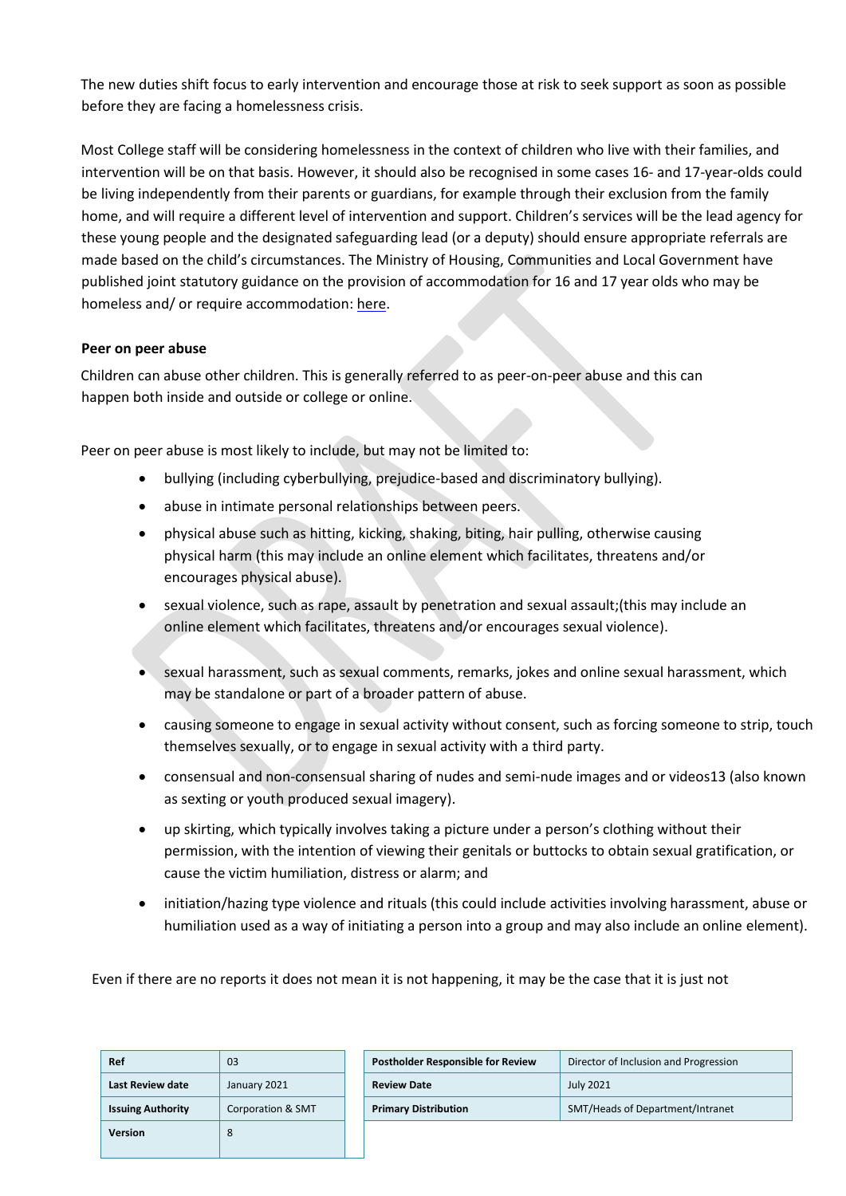The new duties shift focus to early intervention and encourage those at risk to seek support as soon as possible before they are facing a homelessness crisis.

Most College staff will be considering homelessness in the context of children who live with their families, and intervention will be on that basis. However, it should also be recognised in some cases 16- and 17-year-olds could be living independently from their parents or guardians, for example through their exclusion from the family home, and will require a different level of intervention and support. Children's services will be the lead agency for these young people and the designated safeguarding lead (or a deputy) should ensure appropriate referrals are made based on the child's circumstances. The Ministry of Housing, Communities and Local Government have published joint statutory guidance on the provision of accommodation for 16 and 17 year olds who may be homeless and/ or require accommodation: here.

**Peer on peer abuse**

Children can abuse other children. This is generally referred to as peer-on-peer abuse and this can happen both inside and outside or college or online.

Peer on peer abuse is most likely to include, but may not be limited to:

- bullying (including cyberbullying, prejudice-based and discriminatory bullying).
- abuse in intimate personal relationships between peers.
- physical abuse such as hitting, kicking, shaking, biting, hair pulling, otherwise causing physical harm (this may include an online element which facilitates, threatens and/or encourages physical abuse).
- sexual violence, such as rape, assault by penetration and sexual assault;(this may include an online element which facilitates, threatens and/or encourages sexual violence).
- sexual harassment, such as sexual comments, remarks, jokes and online sexual harassment, which may be standalone or part of a broader pattern of abuse.
- causing someone to engage in sexual activity without consent, such as forcing someone to strip, touch themselves sexually, or to engage in sexual activity with a third party.
- consensual and non-consensual sharing of nudes and semi-nude images and or videos13 (also known as sexting or youth produced sexual imagery).
- up skirting, which typically involves taking a picture under a person's clothing without their permission, with the intention of viewing their genitals or buttocks to obtain sexual gratification, or cause the victim humiliation, distress or alarm; and
- initiation/hazing type violence and rituals (this could include activities involving harassment, abuse or humiliation used as a way of initiating a person into a group and may also include an online element).

Even if there are no reports it does not mean it is not happening, it may be the case that it is just not

| Ref | 03 |
| --- | --- |
| Last Review date | January 2021 |
| Issuing Authority | Corporation & SMT |
| Version | 8 |

| Postholder Responsible for Review | Director of Inclusion and Progression |
| --- | --- |
| Review Date | July 2021 |
| Primary Distribution | SMT/Heads of Department/Intranet |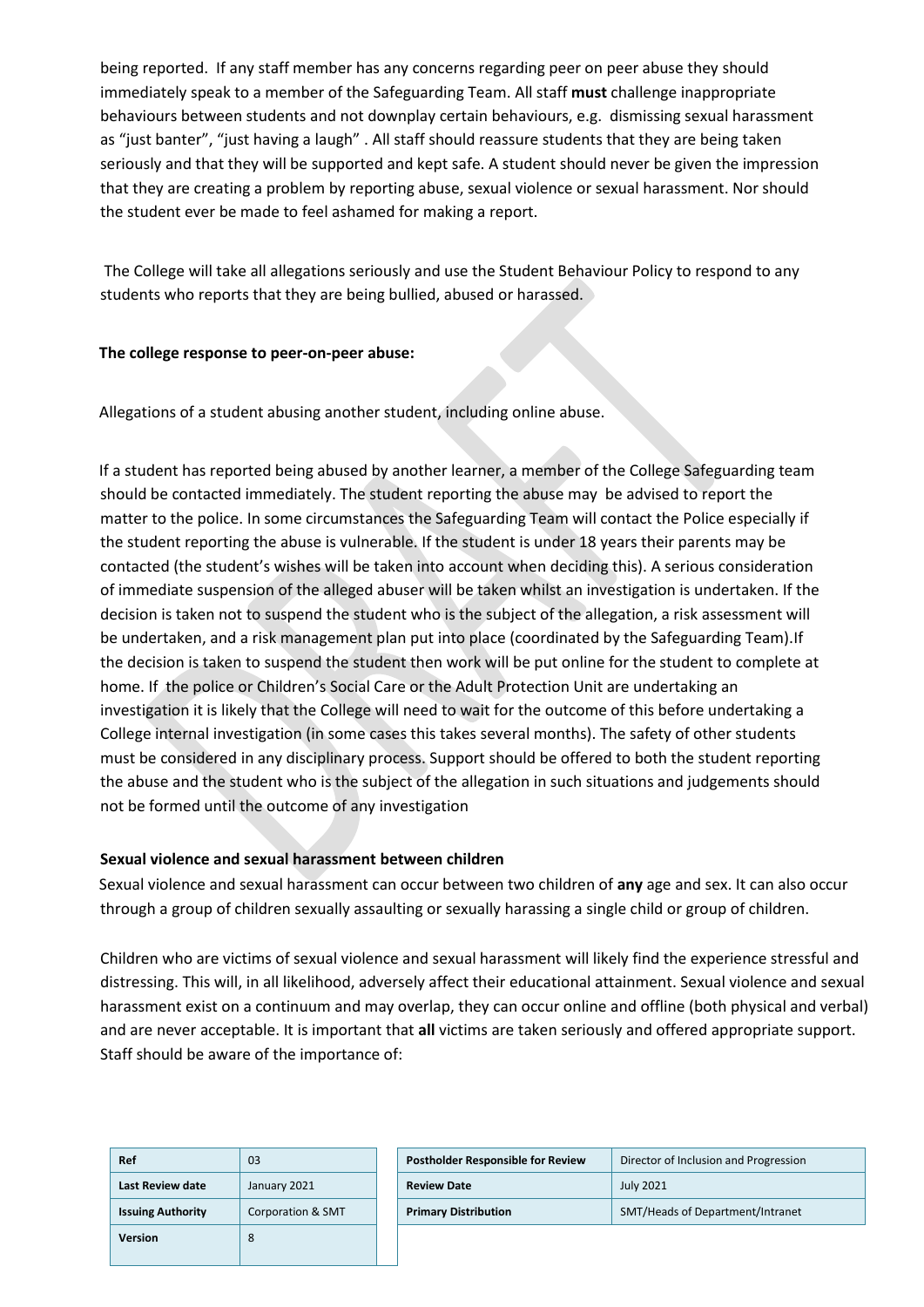being reported. If any staff member has any concerns regarding peer on peer abuse they should immediately speak to a member of the Safeguarding Team. All staff **must** challenge inappropriate behaviours between students and not downplay certain behaviours, e.g. dismissing sexual harassment as "just banter", "just having a laugh" . All staff should reassure students that they are being taken seriously and that they will be supported and kept safe. A student should never be given the impression that they are creating a problem by reporting abuse, sexual violence or sexual harassment. Nor should the student ever be made to feel ashamed for making a report.

The College will take all allegations seriously and use the Student Behaviour Policy to respond to any students who reports that they are being bullied, abused or harassed.

**The college response to peer-on-peer abuse:**

Allegations of a student abusing another student, including online abuse.

If a student has reported being abused by another learner, a member of the College Safeguarding team should be contacted immediately. The student reporting the abuse may be advised to report the matter to the police. In some circumstances the Safeguarding Team will contact the Police especially if the student reporting the abuse is vulnerable. If the student is under 18 years their parents may be contacted (the student's wishes will be taken into account when deciding this). A serious consideration of immediate suspension of the alleged abuser will be taken whilst an investigation is undertaken. If the decision is taken not to suspend the student who is the subject of the allegation, a risk assessment will be undertaken, and a risk management plan put into place (coordinated by the Safeguarding Team).If the decision is taken to suspend the student then work will be put online for the student to complete at home. If the police or Children's Social Care or the Adult Protection Unit are undertaking an investigation it is likely that the College will need to wait for the outcome of this before undertaking a College internal investigation (in some cases this takes several months). The safety of other students must be considered in any disciplinary process. Support should be offered to both the student reporting the abuse and the student who is the subject of the allegation in such situations and judgements should not be formed until the outcome of any investigation

**Sexual violence and sexual harassment between children**

Sexual violence and sexual harassment can occur between two children of **any** age and sex. It can also occur through a group of children sexually assaulting or sexually harassing a single child or group of children.

Children who are victims of sexual violence and sexual harassment will likely find the experience stressful and distressing. This will, in all likelihood, adversely affect their educational attainment. Sexual violence and sexual harassment exist on a continuum and may overlap, they can occur online and offline (both physical and verbal) and are never acceptable. It is important that **all** victims are taken seriously and offered appropriate support. Staff should be aware of the importance of:

| Ref | 03 |
|---|---|
| Last Review date | January 2021 |
| Issuing Authority | Corporation & SMT |
| Version | 8 |

| Postholder Responsible for Review | Director of Inclusion and Progression |
|---|---|
| Review Date | July 2021 |
| Primary Distribution | SMT/Heads of Department/Intranet |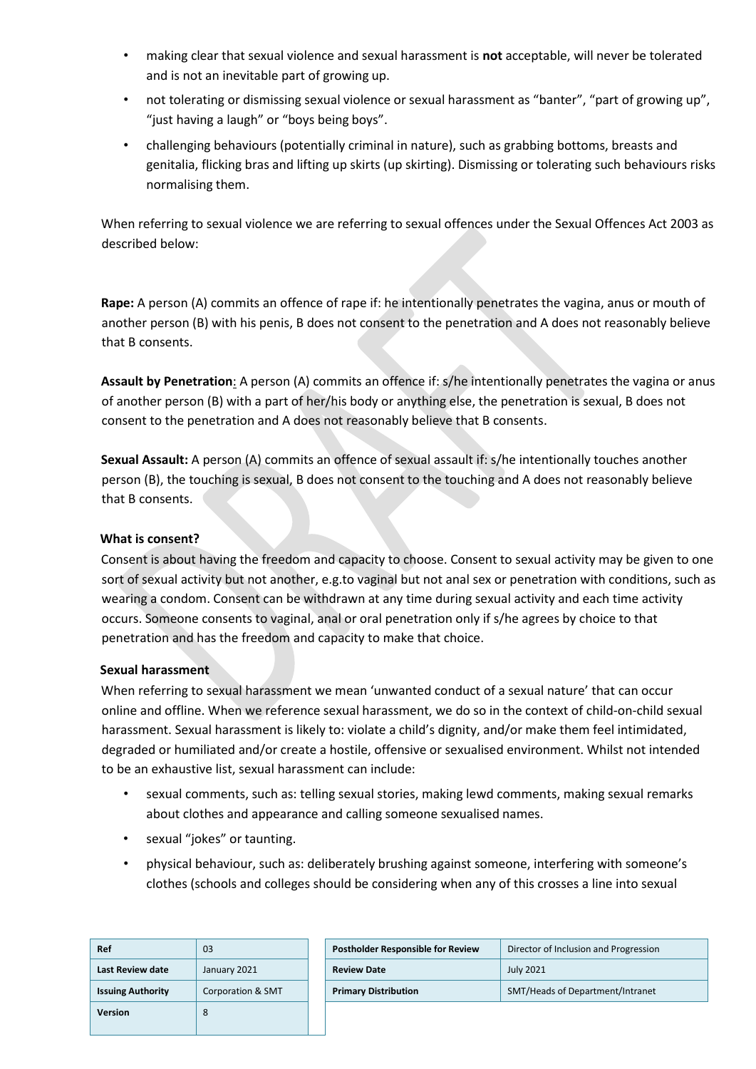- making clear that sexual violence and sexual harassment is **not** acceptable, will never be tolerated and is not an inevitable part of growing up.
- not tolerating or dismissing sexual violence or sexual harassment as "banter", "part of growing up", "just having a laugh" or "boys being boys".
- challenging behaviours (potentially criminal in nature), such as grabbing bottoms, breasts and genitalia, flicking bras and lifting up skirts (up skirting). Dismissing or tolerating such behaviours risks normalising them.

When referring to sexual violence we are referring to sexual offences under the Sexual Offences Act 2003 as described below:

**Rape:** A person (A) commits an offence of rape if: he intentionally penetrates the vagina, anus or mouth of another person (B) with his penis, B does not consent to the penetration and A does not reasonably believe that B consents.

**Assault by Penetration**: A person (A) commits an offence if: s/he intentionally penetrates the vagina or anus of another person (B) with a part of her/his body or anything else, the penetration is sexual, B does not consent to the penetration and A does not reasonably believe that B consents.

**Sexual Assault:** A person (A) commits an offence of sexual assault if: s/he intentionally touches another person (B), the touching is sexual, B does not consent to the touching and A does not reasonably believe that B consents.

**What is consent?**

Consent is about having the freedom and capacity to choose. Consent to sexual activity may be given to one sort of sexual activity but not another, e.g.to vaginal but not anal sex or penetration with conditions, such as wearing a condom. Consent can be withdrawn at any time during sexual activity and each time activity occurs. Someone consents to vaginal, anal or oral penetration only if s/he agrees by choice to that penetration and has the freedom and capacity to make that choice.

**Sexual harassment**

When referring to sexual harassment we mean 'unwanted conduct of a sexual nature' that can occur online and offline. When we reference sexual harassment, we do so in the context of child-on-child sexual harassment. Sexual harassment is likely to: violate a child's dignity, and/or make them feel intimidated, degraded or humiliated and/or create a hostile, offensive or sexualised environment. Whilst not intended to be an exhaustive list, sexual harassment can include:

- sexual comments, such as: telling sexual stories, making lewd comments, making sexual remarks about clothes and appearance and calling someone sexualised names.
- sexual "jokes" or taunting.
- physical behaviour, such as: deliberately brushing against someone, interfering with someone's clothes (schools and colleges should be considering when any of this crosses a line into sexual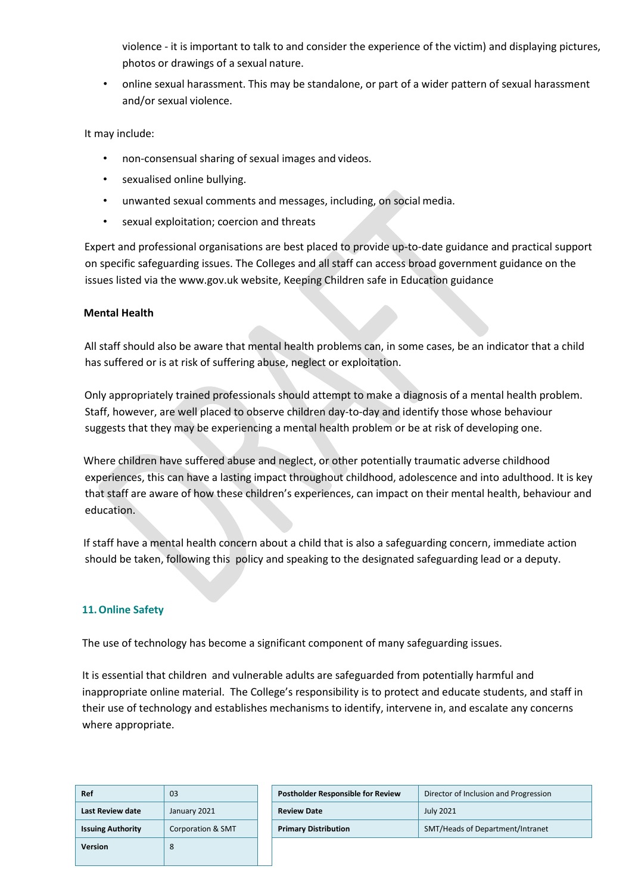violence - it is important to talk to and consider the experience of the victim) and displaying pictures, photos or drawings of a sexual nature.

- online sexual harassment. This may be standalone, or part of a wider pattern of sexual harassment and/or sexual violence.

It may include:

- non-consensual sharing of sexual images and videos.
- sexualised online bullying.
- unwanted sexual comments and messages, including, on social media.
- sexual exploitation; coercion and threats

Expert and professional organisations are best placed to provide up-to-date guidance and practical support on specific safeguarding issues. The Colleges and all staff can access broad government guidance on the issues listed via the www.gov.uk website, Keeping Children safe in Education guidance

**Mental Health**

All staff should also be aware that mental health problems can, in some cases, be an indicator that a child has suffered or is at risk of suffering abuse, neglect or exploitation.

Only appropriately trained professionals should attempt to make a diagnosis of a mental health problem. Staff, however, are well placed to observe children day-to-day and identify those whose behaviour suggests that they may be experiencing a mental health problem or be at risk of developing one.

Where children have suffered abuse and neglect, or other potentially traumatic adverse childhood experiences, this can have a lasting impact throughout childhood, adolescence and into adulthood. It is key that staff are aware of how these children's experiences, can impact on their mental health, behaviour and education.

If staff have a mental health concern about a child that is also a safeguarding concern, immediate action should be taken, following this policy and speaking to the designated safeguarding lead or a deputy.

## 11. Online Safety

The use of technology has become a significant component of many safeguarding issues.

It is essential that children and vulnerable adults are safeguarded from potentially harmful and inappropriate online material. The College's responsibility is to protect and educate students, and staff in their use of technology and establishes mechanisms to identify, intervene in, and escalate any concerns where appropriate.

| Ref | 03 |
|---|---|
| Last Review date | January 2021 |
| Issuing Authority | Corporation & SMT |
| Version | 8 |

| Postholder Responsible for Review | Director of Inclusion and Progression |
|---|---|
| Review Date | July 2021 |
| Primary Distribution | SMT/Heads of Department/Intranet |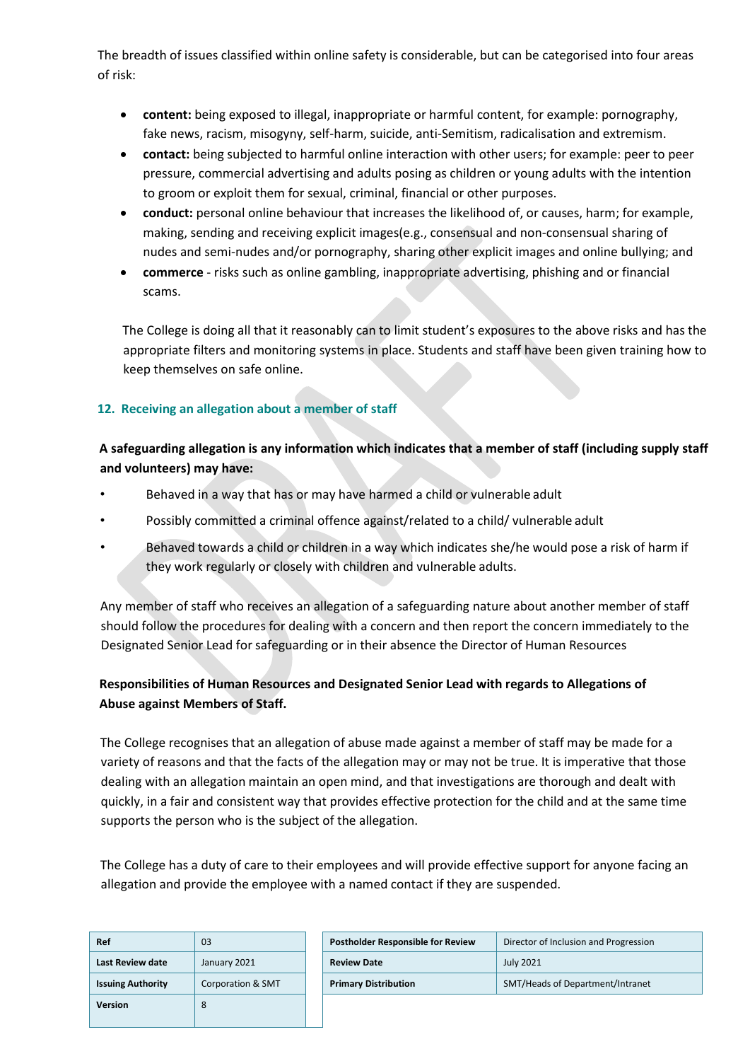The breadth of issues classified within online safety is considerable, but can be categorised into four areas of risk:

- **content:** being exposed to illegal, inappropriate or harmful content, for example: pornography, fake news, racism, misogyny, self-harm, suicide, anti-Semitism, radicalisation and extremism.
- **contact:** being subjected to harmful online interaction with other users; for example: peer to peer pressure, commercial advertising and adults posing as children or young adults with the intention to groom or exploit them for sexual, criminal, financial or other purposes.
- **conduct:** personal online behaviour that increases the likelihood of, or causes, harm; for example, making, sending and receiving explicit images(e.g., consensual and non-consensual sharing of nudes and semi-nudes and/or pornography, sharing other explicit images and online bullying; and
- **commerce** - risks such as online gambling, inappropriate advertising, phishing and or financial scams.

The College is doing all that it reasonably can to limit student's exposures to the above risks and has the appropriate filters and monitoring systems in place. Students and staff have been given training how to keep themselves on safe online.

## 12. Receiving an allegation about a member of staff

**A safeguarding allegation is any information which indicates that a member of staff (including supply staff and volunteers) may have:**

- Behaved in a way that has or may have harmed a child or vulnerable adult
- Possibly committed a criminal offence against/related to a child/ vulnerable adult
- Behaved towards a child or children in a way which indicates she/he would pose a risk of harm if they work regularly or closely with children and vulnerable adults.

Any member of staff who receives an allegation of a safeguarding nature about another member of staff should follow the procedures for dealing with a concern and then report the concern immediately to the Designated Senior Lead for safeguarding or in their absence the Director of Human Resources

**Responsibilities of Human Resources and Designated Senior Lead with regards to Allegations of Abuse against Members of Staff.**

The College recognises that an allegation of abuse made against a member of staff may be made for a variety of reasons and that the facts of the allegation may or may not be true. It is imperative that those dealing with an allegation maintain an open mind, and that investigations are thorough and dealt with quickly, in a fair and consistent way that provides effective protection for the child and at the same time supports the person who is the subject of the allegation.

The College has a duty of care to their employees and will provide effective support for anyone facing an allegation and provide the employee with a named contact if they are suspended.

| Ref | 03 |
|---|---|
| Last Review date | January 2021 |
| Issuing Authority | Corporation & SMT |
| Version | 8 |

| Postholder Responsible for Review | Director of Inclusion and Progression |
|---|---|
| Review Date | July 2021 |
| Primary Distribution | SMT/Heads of Department/Intranet |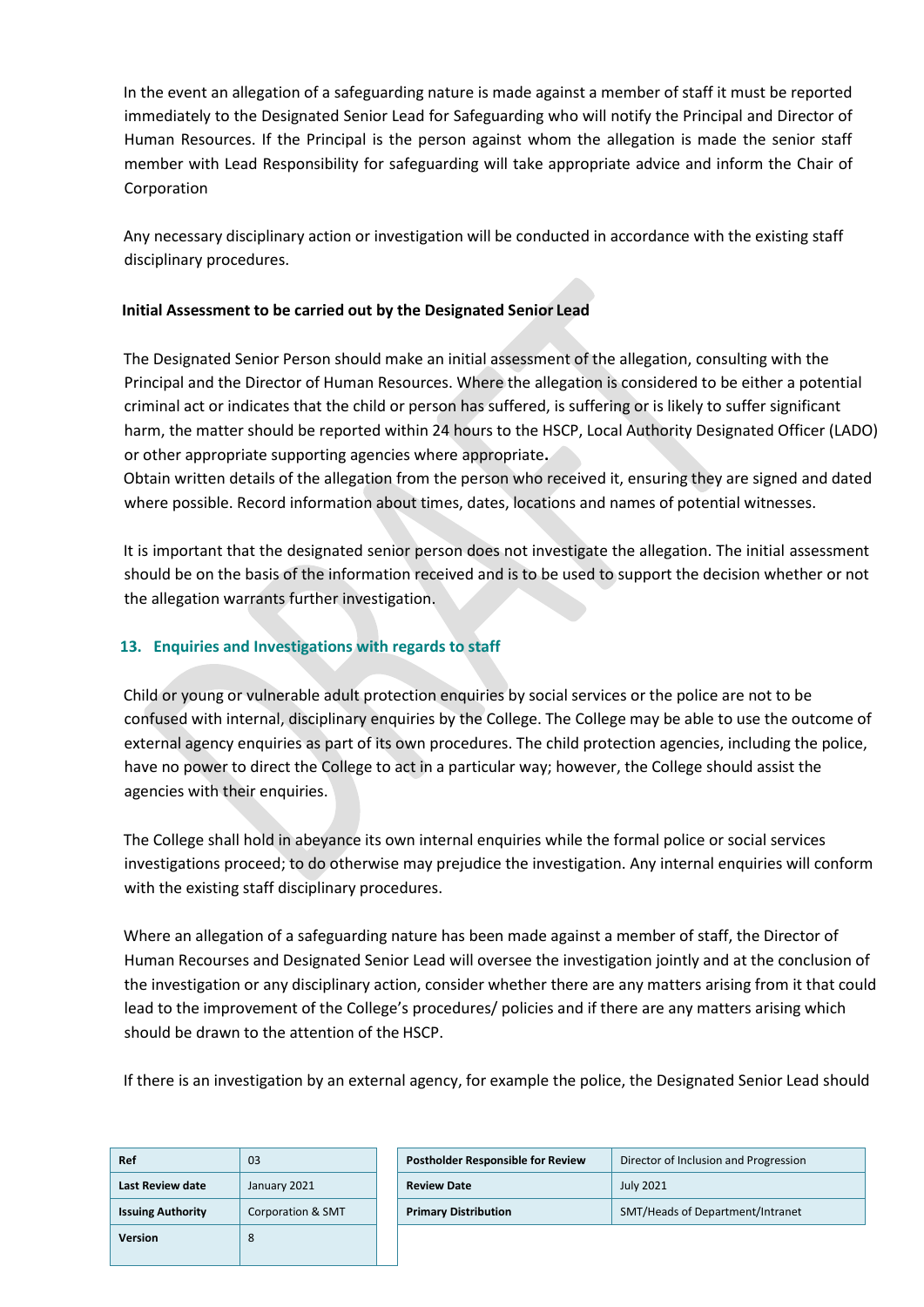In the event an allegation of a safeguarding nature is made against a member of staff it must be reported immediately to the Designated Senior Lead for Safeguarding who will notify the Principal and Director of Human Resources. If the Principal is the person against whom the allegation is made the senior staff member with Lead Responsibility for safeguarding will take appropriate advice and inform the Chair of Corporation

Any necessary disciplinary action or investigation will be conducted in accordance with the existing staff disciplinary procedures.

**Initial Assessment to be carried out by the Designated Senior Lead**

The Designated Senior Person should make an initial assessment of the allegation, consulting with the Principal and the Director of Human Resources. Where the allegation is considered to be either a potential criminal act or indicates that the child or person has suffered, is suffering or is likely to suffer significant harm, the matter should be reported within 24 hours to the HSCP, Local Authority Designated Officer (LADO) or other appropriate supporting agencies where appropriate**.**
Obtain written details of the allegation from the person who received it, ensuring they are signed and dated where possible. Record information about times, dates, locations and names of potential witnesses.

It is important that the designated senior person does not investigate the allegation. The initial assessment should be on the basis of the information received and is to be used to support the decision whether or not the allegation warrants further investigation.

## 13. Enquiries and Investigations with regards to staff

Child or young or vulnerable adult protection enquiries by social services or the police are not to be confused with internal, disciplinary enquiries by the College. The College may be able to use the outcome of external agency enquiries as part of its own procedures. The child protection agencies, including the police, have no power to direct the College to act in a particular way; however, the College should assist the agencies with their enquiries.

The College shall hold in abeyance its own internal enquiries while the formal police or social services investigations proceed; to do otherwise may prejudice the investigation. Any internal enquiries will conform with the existing staff disciplinary procedures.

Where an allegation of a safeguarding nature has been made against a member of staff, the Director of Human Recourses and Designated Senior Lead will oversee the investigation jointly and at the conclusion of the investigation or any disciplinary action, consider whether there are any matters arising from it that could lead to the improvement of the College's procedures/ policies and if there are any matters arising which should be drawn to the attention of the HSCP.

If there is an investigation by an external agency, for example the police, the Designated Senior Lead should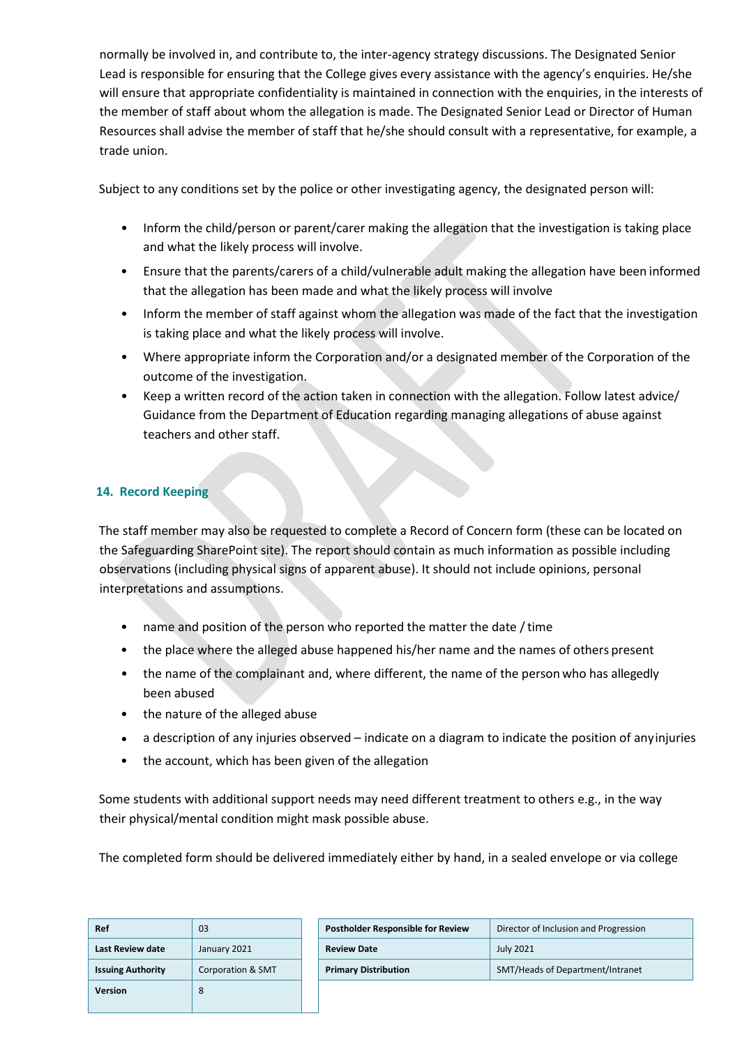normally be involved in, and contribute to, the inter-agency strategy discussions. The Designated Senior Lead is responsible for ensuring that the College gives every assistance with the agency's enquiries. He/she will ensure that appropriate confidentiality is maintained in connection with the enquiries, in the interests of the member of staff about whom the allegation is made. The Designated Senior Lead or Director of Human Resources shall advise the member of staff that he/she should consult with a representative, for example, a trade union.

Subject to any conditions set by the police or other investigating agency, the designated person will:

- Inform the child/person or parent/carer making the allegation that the investigation is taking place and what the likely process will involve.
- Ensure that the parents/carers of a child/vulnerable adult making the allegation have been informed that the allegation has been made and what the likely process will involve
- Inform the member of staff against whom the allegation was made of the fact that the investigation is taking place and what the likely process will involve.
- Where appropriate inform the Corporation and/or a designated member of the Corporation of the outcome of the investigation.
- Keep a written record of the action taken in connection with the allegation. Follow latest advice/ Guidance from the Department of Education regarding managing allegations of abuse against teachers and other staff.

## 14. Record Keeping

The staff member may also be requested to complete a Record of Concern form (these can be located on the Safeguarding SharePoint site). The report should contain as much information as possible including observations (including physical signs of apparent abuse). It should not include opinions, personal interpretations and assumptions.

- name and position of the person who reported the matter the date / time
- the place where the alleged abuse happened his/her name and the names of others present
- the name of the complainant and, where different, the name of the person who has allegedly been abused
- the nature of the alleged abuse
- a description of any injuries observed – indicate on a diagram to indicate the position of any injuries
- the account, which has been given of the allegation

Some students with additional support needs may need different treatment to others e.g., in the way their physical/mental condition might mask possible abuse.

The completed form should be delivered immediately either by hand, in a sealed envelope or via college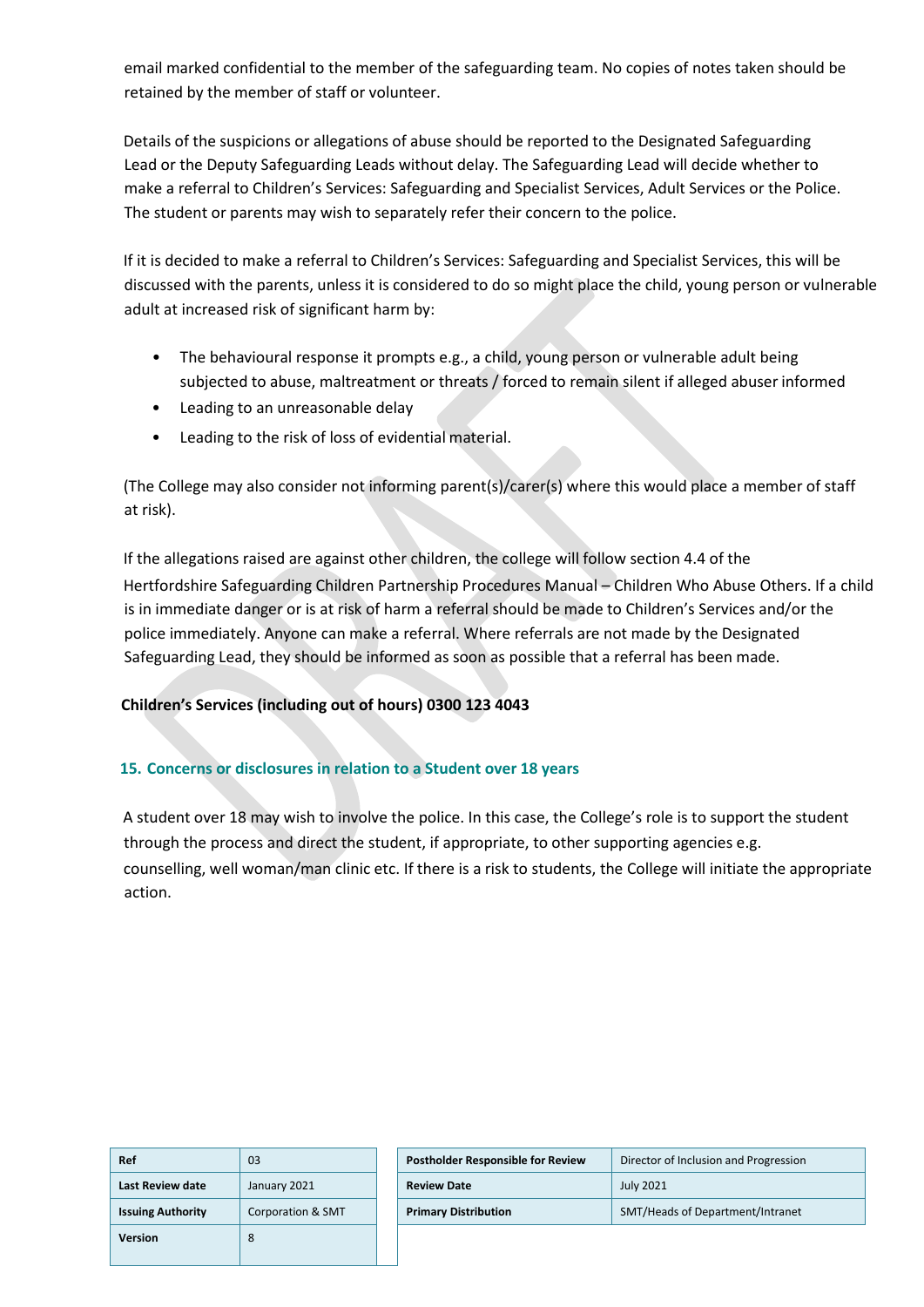email marked confidential to the member of the safeguarding team. No copies of notes taken should be retained by the member of staff or volunteer.

Details of the suspicions or allegations of abuse should be reported to the Designated Safeguarding Lead or the Deputy Safeguarding Leads without delay. The Safeguarding Lead will decide whether to make a referral to Children's Services: Safeguarding and Specialist Services, Adult Services or the Police. The student or parents may wish to separately refer their concern to the police.

If it is decided to make a referral to Children's Services: Safeguarding and Specialist Services, this will be discussed with the parents, unless it is considered to do so might place the child, young person or vulnerable adult at increased risk of significant harm by:

- The behavioural response it prompts e.g., a child, young person or vulnerable adult being subjected to abuse, maltreatment or threats / forced to remain silent if alleged abuser informed
- Leading to an unreasonable delay
- Leading to the risk of loss of evidential material.

(The College may also consider not informing parent(s)/carer(s) where this would place a member of staff at risk).

If the allegations raised are against other children, the college will follow section 4.4 of the Hertfordshire Safeguarding Children Partnership Procedures Manual – Children Who Abuse Others. If a child is in immediate danger or is at risk of harm a referral should be made to Children's Services and/or the police immediately. Anyone can make a referral. Where referrals are not made by the Designated Safeguarding Lead, they should be informed as soon as possible that a referral has been made.

**Children's Services (including out of hours) 0300 123 4043**

## 15. Concerns or disclosures in relation to a Student over 18 years

A student over 18 may wish to involve the police. In this case, the College's role is to support the student through the process and direct the student, if appropriate, to other supporting agencies e.g. counselling, well woman/man clinic etc. If there is a risk to students, the College will initiate the appropriate action.

| **Ref** | 03 |
|---|---|
| **Last Review date** | January 2021 |
| **Issuing Authority** | Corporation & SMT |
| **Version** | 8 |

| **Postholder Responsible for Review** | Director of Inclusion and Progression |
|---|---|
| **Review Date** | July 2021 |
| **Primary Distribution** | SMT/Heads of Department/Intranet |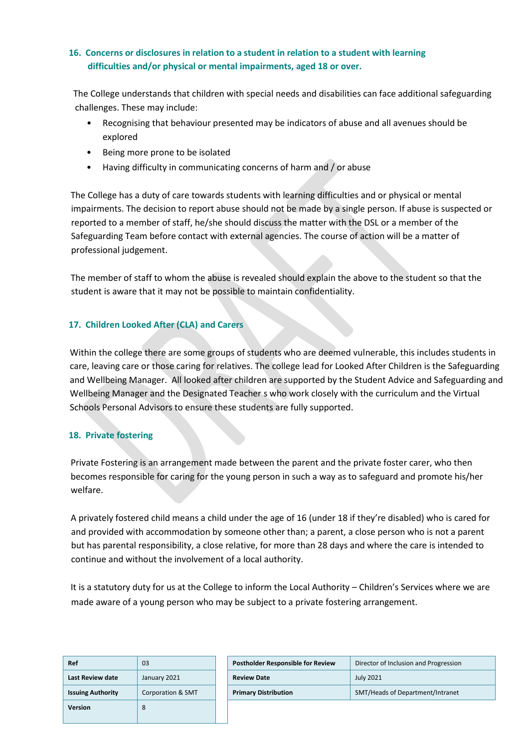## 16. Concerns or disclosures in relation to a student in relation to a student with learning difficulties and/or physical or mental impairments, aged 18 or over.

The College understands that children with special needs and disabilities can face additional safeguarding challenges. These may include:

- Recognising that behaviour presented may be indicators of abuse and all avenues should be explored
- Being more prone to be isolated
- Having difficulty in communicating concerns of harm and / or abuse

The College has a duty of care towards students with learning difficulties and or physical or mental impairments. The decision to report abuse should not be made by a single person. If abuse is suspected or reported to a member of staff, he/she should discuss the matter with the DSL or a member of the Safeguarding Team before contact with external agencies. The course of action will be a matter of professional judgement.

The member of staff to whom the abuse is revealed should explain the above to the student so that the student is aware that it may not be possible to maintain confidentiality.

## 17. Children Looked After (CLA) and Carers

Within the college there are some groups of students who are deemed vulnerable, this includes students in care, leaving care or those caring for relatives. The college lead for Looked After Children is the Safeguarding and Wellbeing Manager. All looked after children are supported by the Student Advice and Safeguarding and Wellbeing Manager and the Designated Teacher s who work closely with the curriculum and the Virtual Schools Personal Advisors to ensure these students are fully supported.

## 18. Private fostering

Private Fostering is an arrangement made between the parent and the private foster carer, who then becomes responsible for caring for the young person in such a way as to safeguard and promote his/her welfare.

A privately fostered child means a child under the age of 16 (under 18 if they're disabled) who is cared for and provided with accommodation by someone other than; a parent, a close person who is not a parent but has parental responsibility, a close relative, for more than 28 days and where the care is intended to continue and without the involvement of a local authority.

It is a statutory duty for us at the College to inform the Local Authority – Children's Services where we are made aware of a young person who may be subject to a private fostering arrangement.

| Ref | 03 |
| --- | --- |
| Last Review date | January 2021 |
| Issuing Authority | Corporation & SMT |
| Version | 8 |

| Postholder Responsible for Review | Director of Inclusion and Progression |
| --- | --- |
| Review Date | July 2021 |
| Primary Distribution | SMT/Heads of Department/Intranet |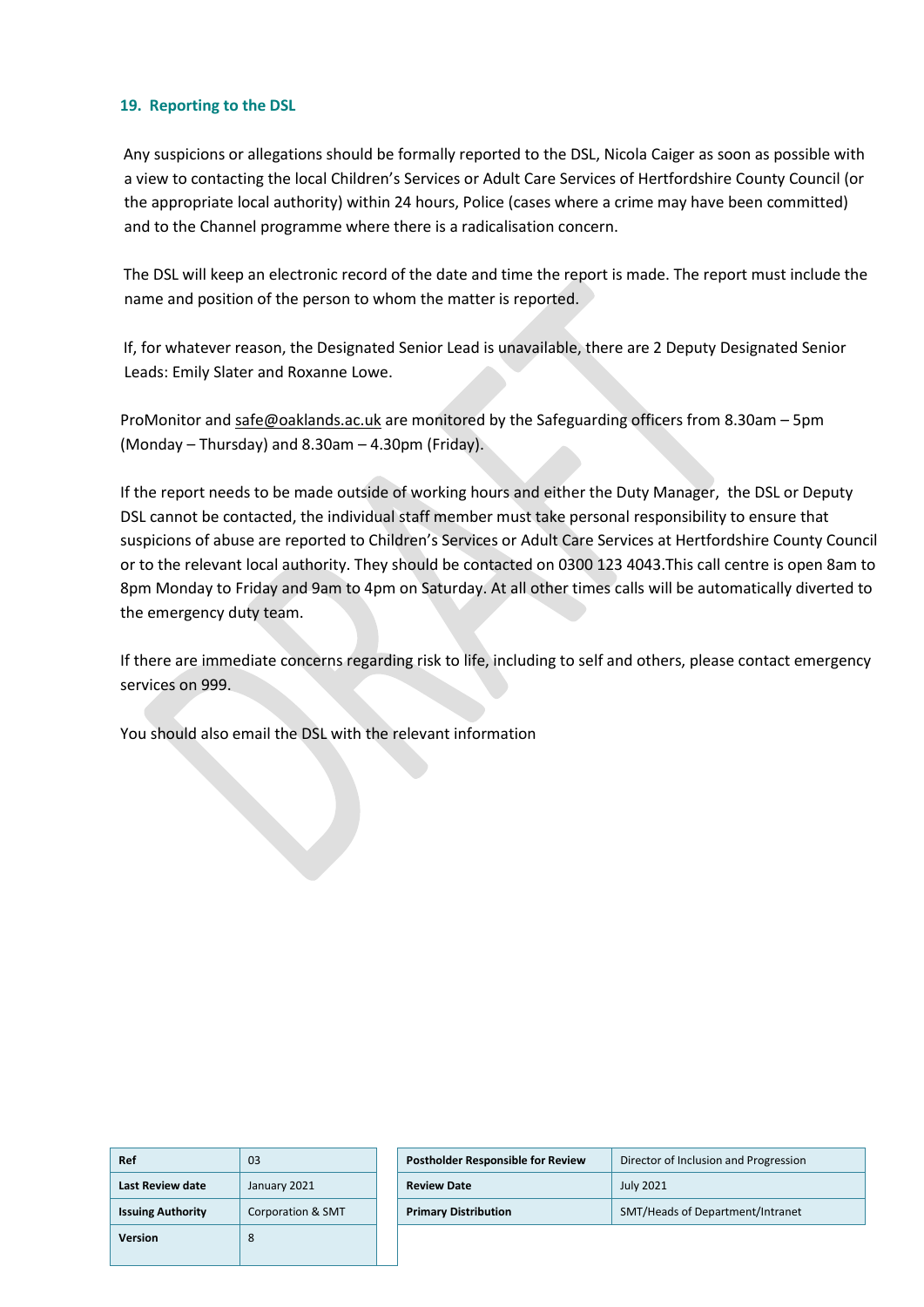### 19. Reporting to the DSL

Any suspicions or allegations should be formally reported to the DSL, Nicola Caiger as soon as possible with a view to contacting the local Children's Services or Adult Care Services of Hertfordshire County Council (or the appropriate local authority) within 24 hours, Police (cases where a crime may have been committed) and to the Channel programme where there is a radicalisation concern.

The DSL will keep an electronic record of the date and time the report is made. The report must include the name and position of the person to whom the matter is reported.

If, for whatever reason, the Designated Senior Lead is unavailable, there are 2 Deputy Designated Senior Leads: Emily Slater and Roxanne Lowe.

ProMonitor and safe@oaklands.ac.uk are monitored by the Safeguarding officers from 8.30am – 5pm (Monday – Thursday) and 8.30am – 4.30pm (Friday).

If the report needs to be made outside of working hours and either the Duty Manager, the DSL or Deputy DSL cannot be contacted, the individual staff member must take personal responsibility to ensure that suspicions of abuse are reported to Children's Services or Adult Care Services at Hertfordshire County Council or to the relevant local authority. They should be contacted on 0300 123 4043.This call centre is open 8am to 8pm Monday to Friday and 9am to 4pm on Saturday. At all other times calls will be automatically diverted to the emergency duty team.

If there are immediate concerns regarding risk to life, including to self and others, please contact emergency services on 999.

You should also email the DSL with the relevant information

| Ref | 03 |
|---|---|
| Last Review date | January 2021 |
| Issuing Authority | Corporation & SMT |
| Version | 8 |

| Postholder Responsible for Review | Director of Inclusion and Progression |
|---|---|
| Review Date | July 2021 |
| Primary Distribution | SMT/Heads of Department/Intranet |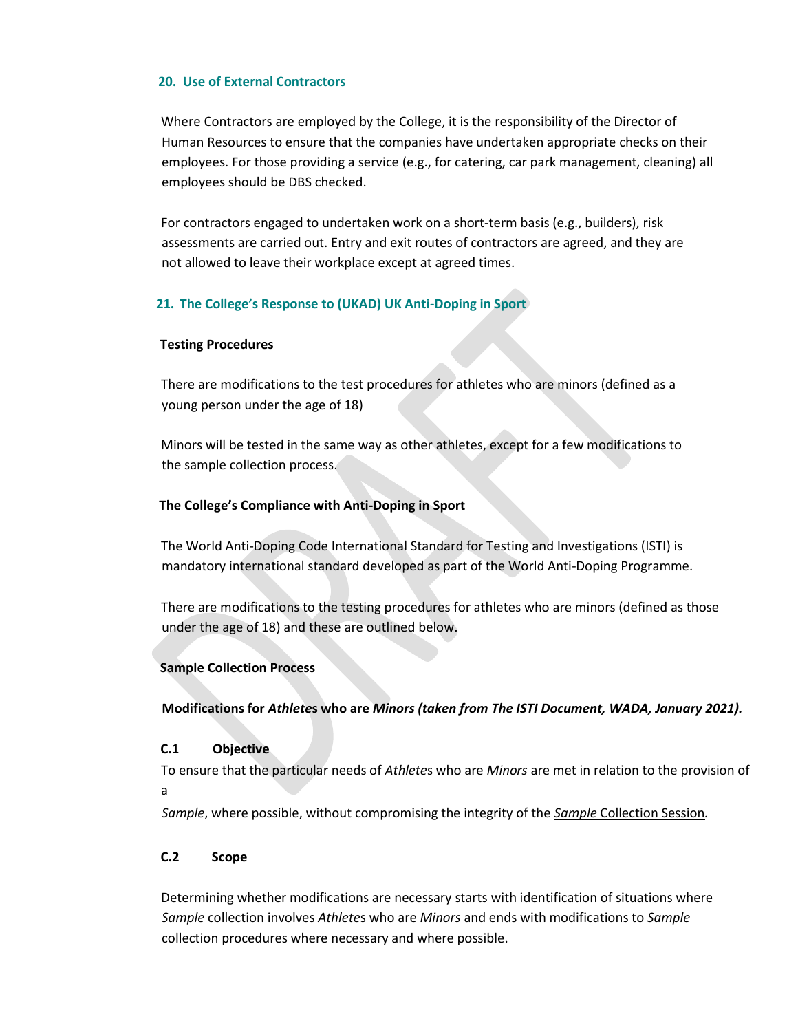## 20. Use of External Contractors

Where Contractors are employed by the College, it is the responsibility of the Director of Human Resources to ensure that the companies have undertaken appropriate checks on their employees. For those providing a service (e.g., for catering, car park management, cleaning) all employees should be DBS checked.

For contractors engaged to undertaken work on a short-term basis (e.g., builders), risk assessments are carried out. Entry and exit routes of contractors are agreed, and they are not allowed to leave their workplace except at agreed times.

## 21. The College's Response to (UKAD) UK Anti-Doping in Sport

**Testing Procedures**

There are modifications to the test procedures for athletes who are minors (defined as a young person under the age of 18)

Minors will be tested in the same way as other athletes, except for a few modifications to the sample collection process.

**The College's Compliance with Anti-Doping in Sport**

The World Anti-Doping Code International Standard for Testing and Investigations (ISTI) is mandatory international standard developed as part of the World Anti-Doping Programme.

There are modifications to the testing procedures for athletes who are minors (defined as those under the age of 18) and these are outlined below.

**Sample Collection Process**

**Modifications for *Athletes* who are *Minors (taken from The ISTI Document, WADA, January 2021).***

**C.1 Objective**

To ensure that the particular needs of *Athletes* who are *Minors* are met in relation to the provision of a *Sample*, where possible, without compromising the integrity of the *Sample* Collection Session.

**C.2 Scope**

Determining whether modifications are necessary starts with identification of situations where *Sample* collection involves *Athletes* who are *Minors* and ends with modifications to *Sample* collection procedures where necessary and where possible.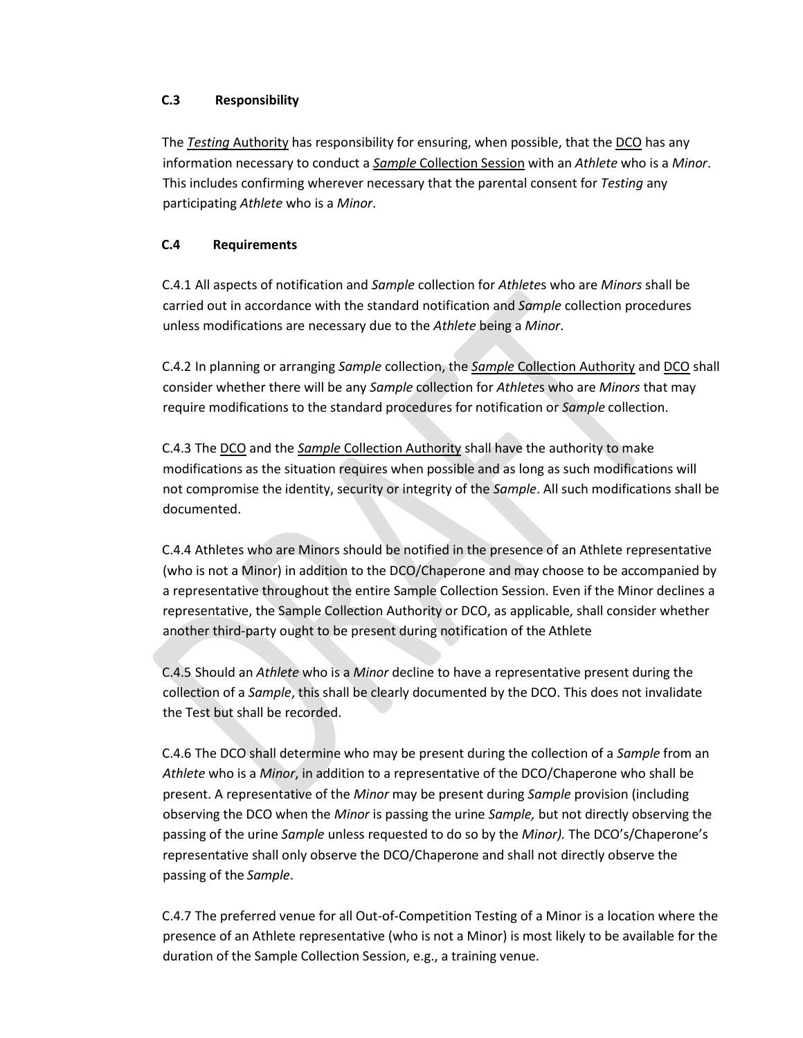### C.3 Responsibility

The *Testing* Authority has responsibility for ensuring, when possible, that the DCO has any information necessary to conduct a *Sample* Collection Session with an *Athlete* who is a *Minor*. This includes confirming wherever necessary that the parental consent for *Testing* any participating *Athlete* who is a *Minor*.

### C.4 Requirements

C.4.1 All aspects of notification and *Sample* collection for *Athlete*s who are *Minors* shall be carried out in accordance with the standard notification and *Sample* collection procedures unless modifications are necessary due to the *Athlete* being a *Minor*.

C.4.2 In planning or arranging *Sample* collection, the *Sample* Collection Authority and DCO shall consider whether there will be any *Sample* collection for *Athlete*s who are *Minors* that may require modifications to the standard procedures for notification or *Sample* collection.

C.4.3 The DCO and the *Sample* Collection Authority shall have the authority to make modifications as the situation requires when possible and as long as such modifications will not compromise the identity, security or integrity of the *Sample*. All such modifications shall be documented.

C.4.4 Athletes who are Minors should be notified in the presence of an Athlete representative (who is not a Minor) in addition to the DCO/Chaperone and may choose to be accompanied by a representative throughout the entire Sample Collection Session. Even if the Minor declines a representative, the Sample Collection Authority or DCO, as applicable, shall consider whether another third-party ought to be present during notification of the Athlete

C.4.5 Should an *Athlete* who is a *Minor* decline to have a representative present during the collection of a *Sample*, this shall be clearly documented by the DCO. This does not invalidate the Test but shall be recorded.

C.4.6 The DCO shall determine who may be present during the collection of a *Sample* from an *Athlete* who is a *Minor*, in addition to a representative of the DCO/Chaperone who shall be present. A representative of the *Minor* may be present during *Sample* provision (including observing the DCO when the *Minor* is passing the urine *Sample,* but not directly observing the passing of the urine *Sample* unless requested to do so by the *Minor).* The DCO's/Chaperone's representative shall only observe the DCO/Chaperone and shall not directly observe the passing of the *Sample*.

C.4.7 The preferred venue for all Out-of-Competition Testing of a Minor is a location where the presence of an Athlete representative (who is not a Minor) is most likely to be available for the duration of the Sample Collection Session, e.g., a training venue.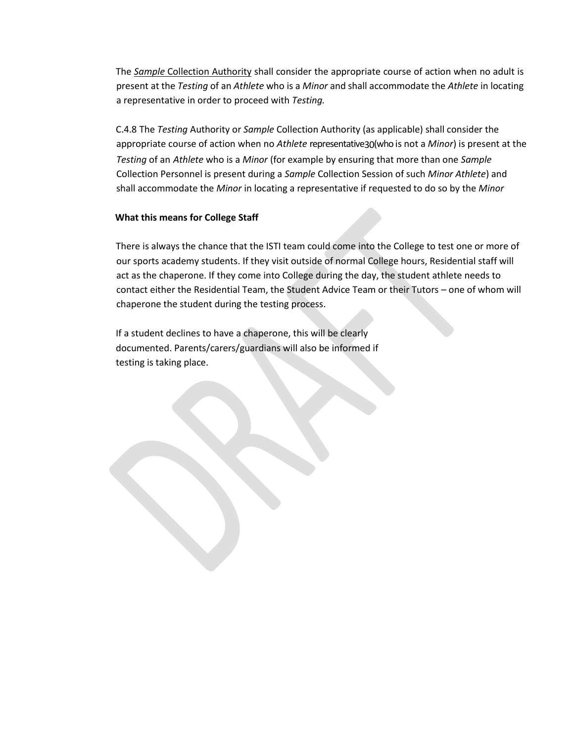The *Sample* Collection Authority shall consider the appropriate course of action when no adult is present at the *Testing* of an *Athlete* who is a *Minor* and shall accommodate the *Athlete* in locating a representative in order to proceed with *Testing.*

C.4.8 The *Testing* Authority or *Sample* Collection Authority (as applicable) shall consider the appropriate course of action when no *Athlete* representative[30](who is not a *Minor*) is present at the *Testing* of an *Athlete* who is a *Minor* (for example by ensuring that more than one *Sample* Collection Personnel is present during a *Sample* Collection Session of such *Minor Athlete*) and shall accommodate the *Minor* in locating a representative if requested to do so by the *Minor*

**What this means for College Staff**

There is always the chance that the ISTI team could come into the College to test one or more of our sports academy students. If they visit outside of normal College hours, Residential staff will act as the chaperone. If they come into College during the day, the student athlete needs to contact either the Residential Team, the Student Advice Team or their Tutors – one of whom will chaperone the student during the testing process.

If a student declines to have a chaperone, this will be clearly documented. Parents/carers/guardians will also be informed if testing is taking place.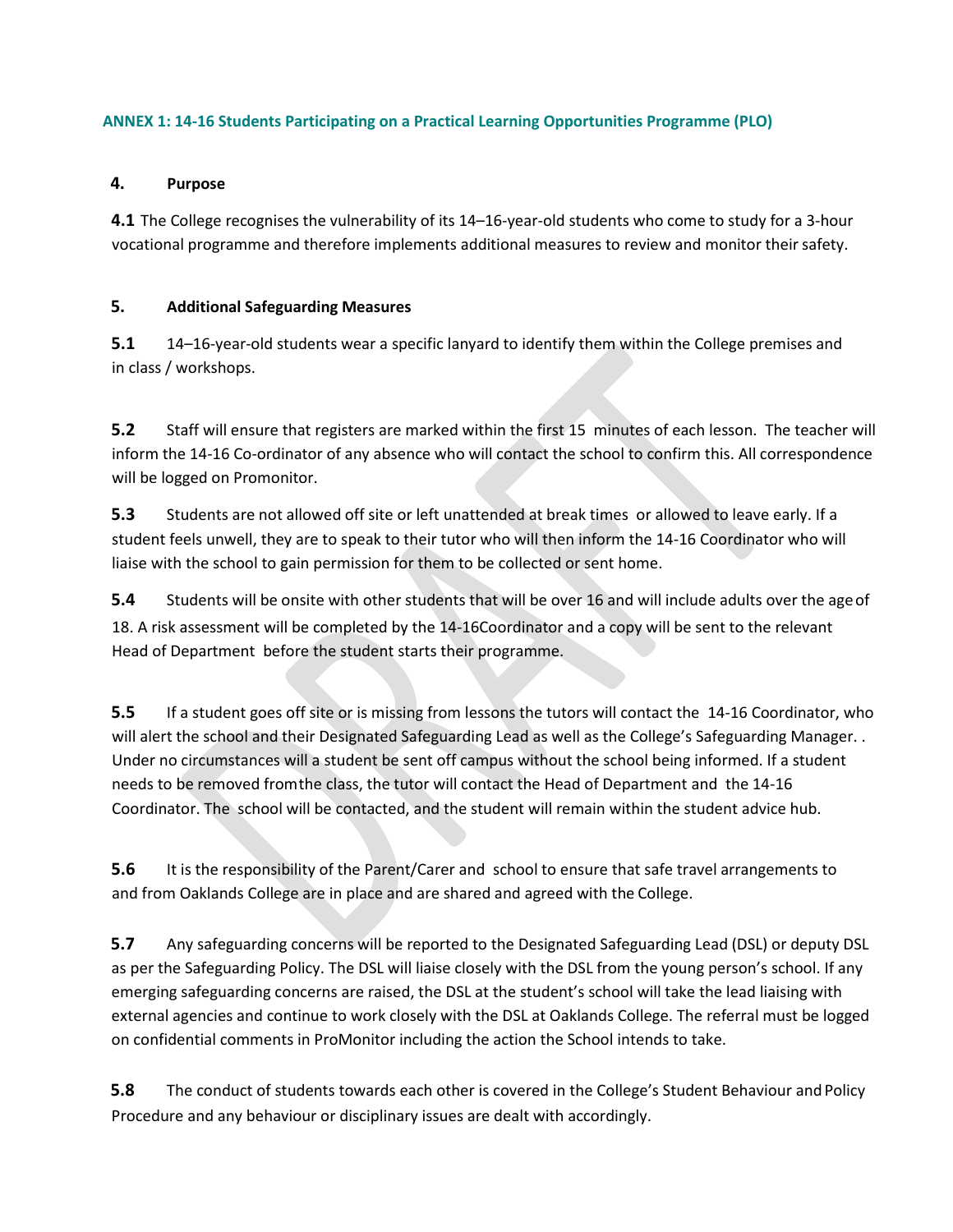## ANNEX 1: 14-16 Students Participating on a Practical Learning Opportunities Programme (PLO)

### 4. Purpose

**4.1** The College recognises the vulnerability of its 14–16-year-old students who come to study for a 3-hour vocational programme and therefore implements additional measures to review and monitor their safety.

### 5. Additional Safeguarding Measures

**5.1** 14–16-year-old students wear a specific lanyard to identify them within the College premises and in class / workshops.

**5.2** Staff will ensure that registers are marked within the first 15 minutes of each lesson. The teacher will inform the 14-16 Co-ordinator of any absence who will contact the school to confirm this. All correspondence will be logged on Promonitor.

**5.3** Students are not allowed off site or left unattended at break times or allowed to leave early. If a student feels unwell, they are to speak to their tutor who will then inform the 14-16 Coordinator who will liaise with the school to gain permission for them to be collected or sent home.

**5.4** Students will be onsite with other students that will be over 16 and will include adults over the age of 18. A risk assessment will be completed by the 14-16Coordinator and a copy will be sent to the relevant Head of Department before the student starts their programme.

**5.5** If a student goes off site or is missing from lessons the tutors will contact the 14-16 Coordinator, who will alert the school and their Designated Safeguarding Lead as well as the College's Safeguarding Manager. . Under no circumstances will a student be sent off campus without the school being informed. If a student needs to be removed fromthe class, the tutor will contact the Head of Department and the 14-16 Coordinator. The school will be contacted, and the student will remain within the student advice hub.

**5.6** It is the responsibility of the Parent/Carer and school to ensure that safe travel arrangements to and from Oaklands College are in place and are shared and agreed with the College.

**5.7** Any safeguarding concerns will be reported to the Designated Safeguarding Lead (DSL) or deputy DSL as per the Safeguarding Policy. The DSL will liaise closely with the DSL from the young person's school. If any emerging safeguarding concerns are raised, the DSL at the student's school will take the lead liaising with external agencies and continue to work closely with the DSL at Oaklands College. The referral must be logged on confidential comments in ProMonitor including the action the School intends to take.

**5.8** The conduct of students towards each other is covered in the College's Student Behaviour and Policy Procedure and any behaviour or disciplinary issues are dealt with accordingly.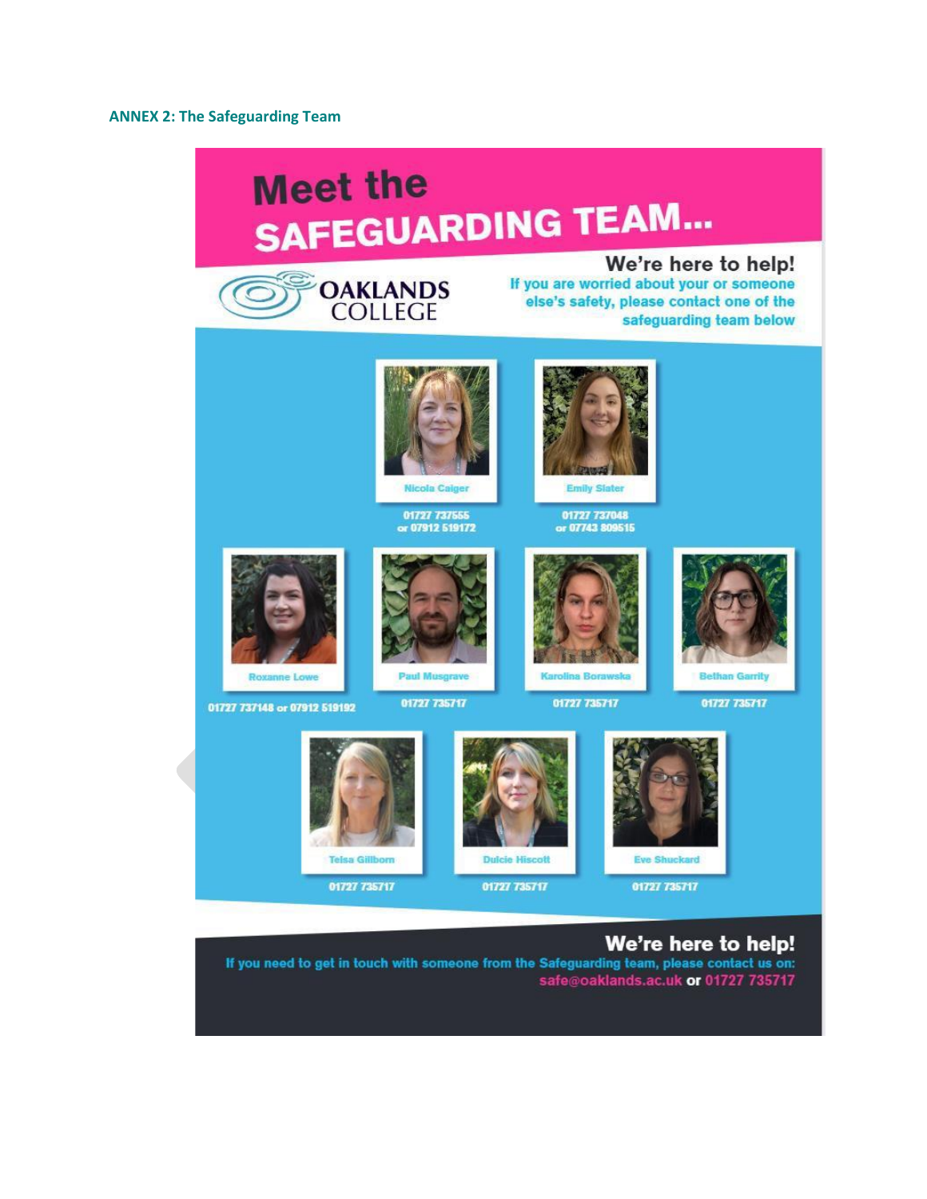**ANNEX 2: The Safeguarding Team**

# Meet the SAFEGUARDING TEAM...

OAKLANDS COLLEGE

## We're here to help!

If you are worried about your or someone else's safety, please contact one of the safeguarding team below

Nicola Caiger
01727 737555
or 07912 519172

Emily Slater
01727 737048
or 07743 809515

Roxanne Lowe
01727 737148 or 07912 519192

Paul Musgrave
01727 735717

Karolina Borawska
01727 735717

Bethan Garrity
01727 735717

Telsa Gillborn
01727 735717

Dulcie Hiscott
01727 735717

Eve Shuckard
01727 735717

## We're here to help!

If you need to get in touch with someone from the Safeguarding team, please contact us on:
safe@oaklands.ac.uk or 01727 735717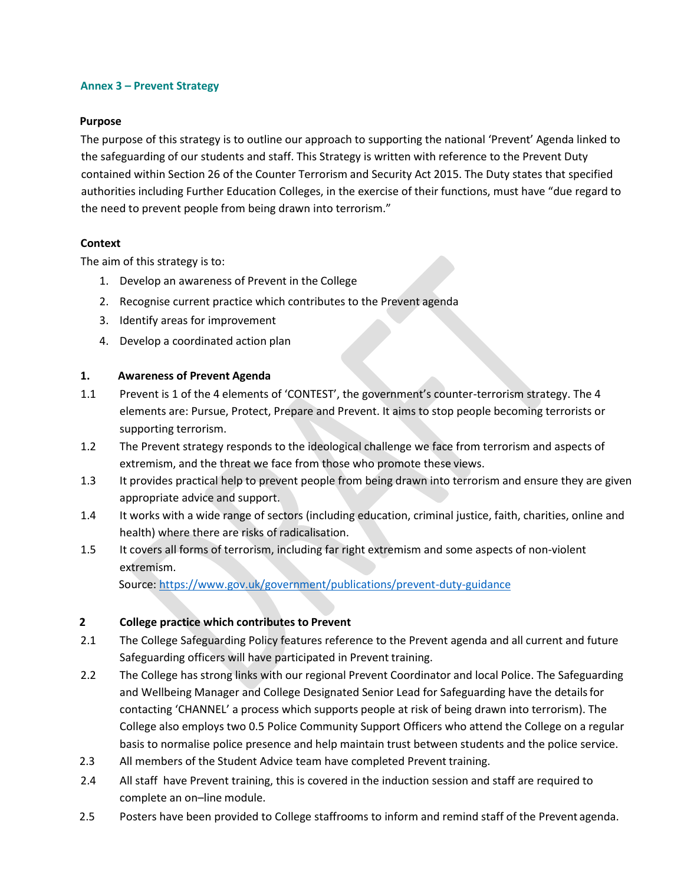## Annex 3 – Prevent Strategy

**Purpose**

The purpose of this strategy is to outline our approach to supporting the national 'Prevent' Agenda linked to the safeguarding of our students and staff. This Strategy is written with reference to the Prevent Duty contained within Section 26 of the Counter Terrorism and Security Act 2015. The Duty states that specified authorities including Further Education Colleges, in the exercise of their functions, must have "due regard to the need to prevent people from being drawn into terrorism."

**Context**

The aim of this strategy is to:

1. Develop an awareness of Prevent in the College
2. Recognise current practice which contributes to the Prevent agenda
3. Identify areas for improvement
4. Develop a coordinated action plan

**1. Awareness of Prevent Agenda**

1.1 Prevent is 1 of the 4 elements of 'CONTEST', the government's counter-terrorism strategy. The 4 elements are: Pursue, Protect, Prepare and Prevent. It aims to stop people becoming terrorists or supporting terrorism.

1.2 The Prevent strategy responds to the ideological challenge we face from terrorism and aspects of extremism, and the threat we face from those who promote these views.

1.3 It provides practical help to prevent people from being drawn into terrorism and ensure they are given appropriate advice and support.

1.4 It works with a wide range of sectors (including education, criminal justice, faith, charities, online and health) where there are risks of radicalisation.

1.5 It covers all forms of terrorism, including far right extremism and some aspects of non-violent extremism.

Source: https://www.gov.uk/government/publications/prevent-duty-guidance

**2 College practice which contributes to Prevent**

2.1 The College Safeguarding Policy features reference to the Prevent agenda and all current and future Safeguarding officers will have participated in Prevent training.

2.2 The College has strong links with our regional Prevent Coordinator and local Police. The Safeguarding and Wellbeing Manager and College Designated Senior Lead for Safeguarding have the details for contacting 'CHANNEL' a process which supports people at risk of being drawn into terrorism). The College also employs two 0.5 Police Community Support Officers who attend the College on a regular basis to normalise police presence and help maintain trust between students and the police service.

2.3 All members of the Student Advice team have completed Prevent training.

2.4 All staff have Prevent training, this is covered in the induction session and staff are required to complete an on–line module.

2.5 Posters have been provided to College staffrooms to inform and remind staff of the Prevent agenda.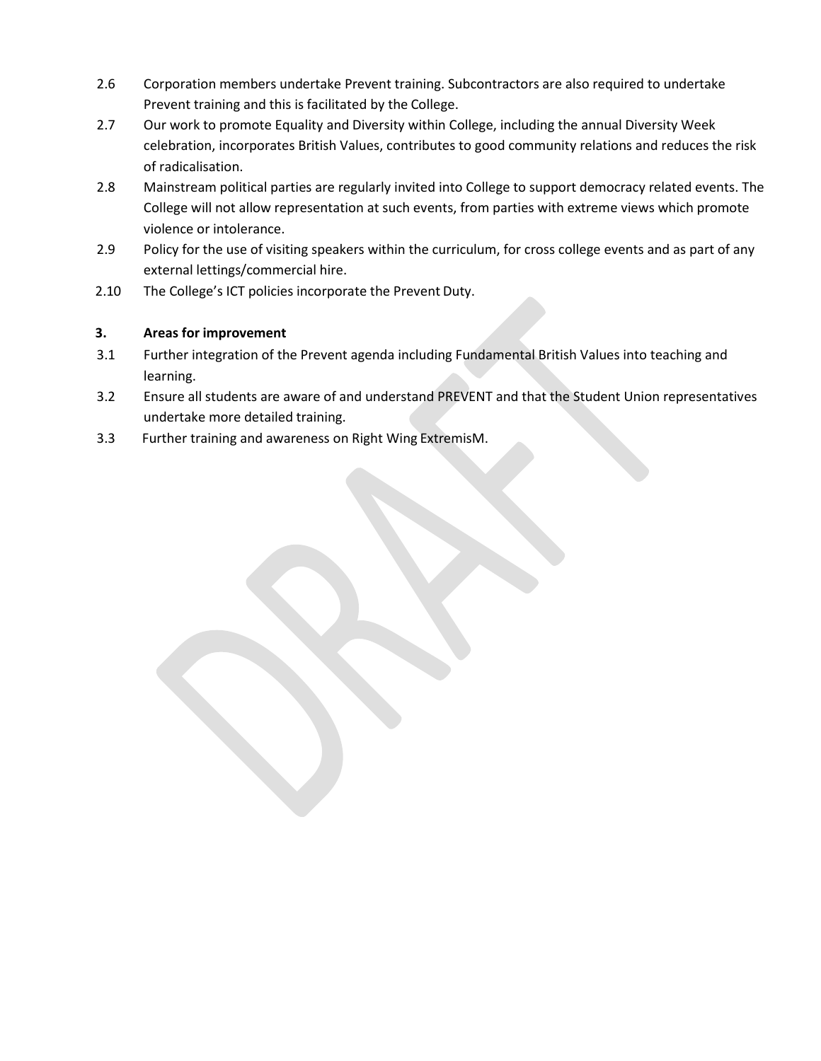2.6 Corporation members undertake Prevent training. Subcontractors are also required to undertake Prevent training and this is facilitated by the College.

2.7 Our work to promote Equality and Diversity within College, including the annual Diversity Week celebration, incorporates British Values, contributes to good community relations and reduces the risk of radicalisation.

2.8 Mainstream political parties are regularly invited into College to support democracy related events. The College will not allow representation at such events, from parties with extreme views which promote violence or intolerance.

2.9 Policy for the use of visiting speakers within the curriculum, for cross college events and as part of any external lettings/commercial hire.

2.10 The College's ICT policies incorporate the Prevent Duty.

**3. Areas for improvement**

3.1 Further integration of the Prevent agenda including Fundamental British Values into teaching and learning.

3.2 Ensure all students are aware of and understand PREVENT and that the Student Union representatives undertake more detailed training.

3.3 Further training and awareness on Right Wing ExtremisM.